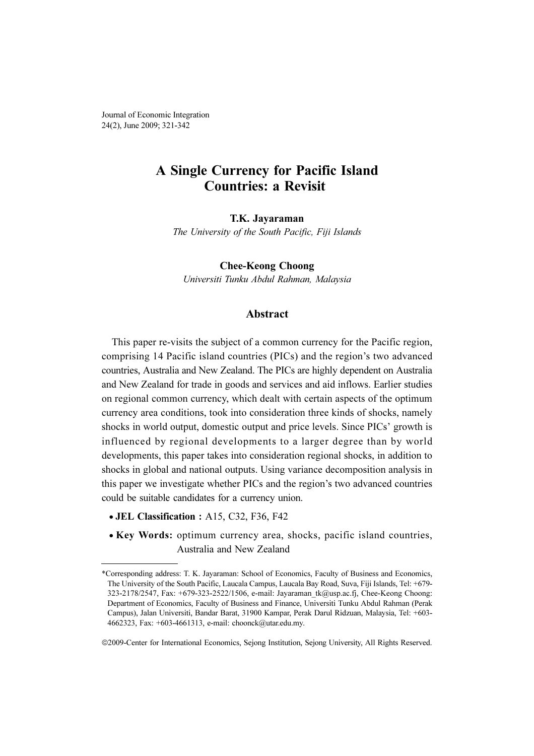Journal of Economic Integration
24(2), June 2009; 321-342

# A Single Currency for Pacific Island Countries: a Revisit

**T.K. Jayaraman**

*The University of the South Pacific, Fiji Islands*

**Chee-Keong Choong**

*Universiti Tunku Abdul Rahman, Malaysia*

## Abstract

This paper re-visits the subject of a common currency for the Pacific region, comprising 14 Pacific island countries (PICs) and the region's two advanced countries, Australia and New Zealand. The PICs are highly dependent on Australia and New Zealand for trade in goods and services and aid inflows. Earlier studies on regional common currency, which dealt with certain aspects of the optimum currency area conditions, took into consideration three kinds of shocks, namely shocks in world output, domestic output and price levels. Since PICs' growth is influenced by regional developments to a larger degree than by world developments, this paper takes into consideration regional shocks, in addition to shocks in global and national outputs. Using variance decomposition analysis in this paper we investigate whether PICs and the region's two advanced countries could be suitable candidates for a currency union.

- **JEL Classification :** A15, C32, F36, F42
- **Key Words:** optimum currency area, shocks, pacific island countries, Australia and New Zealand

*Corresponding address: T. K. Jayaraman: School of Economics, Faculty of Business and Economics, The University of the South Pacific, Laucala Campus, Laucala Bay Road, Suva, Fiji Islands, Tel: +679-323-2178/2547, Fax: +679-323-2522/1506, e-mail: Jayaraman_tk@usp.ac.fj, Chee-Keong Choong: Department of Economics, Faculty of Business and Finance, Universiti Tunku Abdul Rahman (Perak Campus), Jalan Universiti, Bandar Barat, 31900 Kampar, Perak Darul Ridzuan, Malaysia, Tel: +603-4662323, Fax: +603-4661313, e-mail: choonck@utar.edu.my.

©2009-Center for International Economics, Sejong Institution, Sejong University, All Rights Reserved.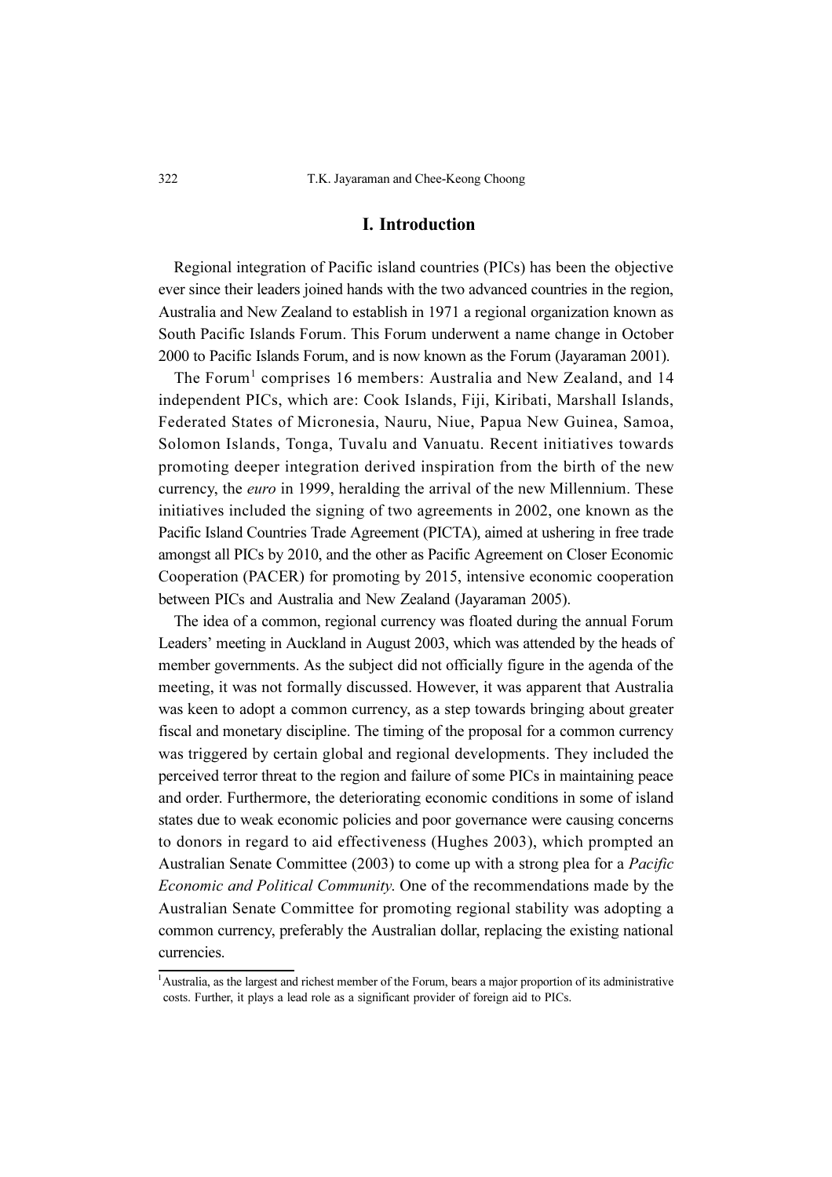## I. Introduction

Regional integration of Pacific island countries (PICs) has been the objective ever since their leaders joined hands with the two advanced countries in the region, Australia and New Zealand to establish in 1971 a regional organization known as South Pacific Islands Forum. This Forum underwent a name change in October 2000 to Pacific Islands Forum, and is now known as the Forum (Jayaraman 2001).

The Forum[1] comprises 16 members: Australia and New Zealand, and 14 independent PICs, which are: Cook Islands, Fiji, Kiribati, Marshall Islands, Federated States of Micronesia, Nauru, Niue, Papua New Guinea, Samoa, Solomon Islands, Tonga, Tuvalu and Vanuatu. Recent initiatives towards promoting deeper integration derived inspiration from the birth of the new currency, the *euro* in 1999, heralding the arrival of the new Millennium. These initiatives included the signing of two agreements in 2002, one known as the Pacific Island Countries Trade Agreement (PICTA), aimed at ushering in free trade amongst all PICs by 2010, and the other as Pacific Agreement on Closer Economic Cooperation (PACER) for promoting by 2015, intensive economic cooperation between PICs and Australia and New Zealand (Jayaraman 2005).

The idea of a common, regional currency was floated during the annual Forum Leaders' meeting in Auckland in August 2003, which was attended by the heads of member governments. As the subject did not officially figure in the agenda of the meeting, it was not formally discussed. However, it was apparent that Australia was keen to adopt a common currency, as a step towards bringing about greater fiscal and monetary discipline. The timing of the proposal for a common currency was triggered by certain global and regional developments. They included the perceived terror threat to the region and failure of some PICs in maintaining peace and order. Furthermore, the deteriorating economic conditions in some of island states due to weak economic policies and poor governance were causing concerns to donors in regard to aid effectiveness (Hughes 2003), which prompted an Australian Senate Committee (2003) to come up with a strong plea for a *Pacific Economic and Political Community.* One of the recommendations made by the Australian Senate Committee for promoting regional stability was adopting a common currency, preferably the Australian dollar, replacing the existing national currencies.

[1] Australia, as the largest and richest member of the Forum, bears a major proportion of its administrative costs. Further, it plays a lead role as a significant provider of foreign aid to PICs.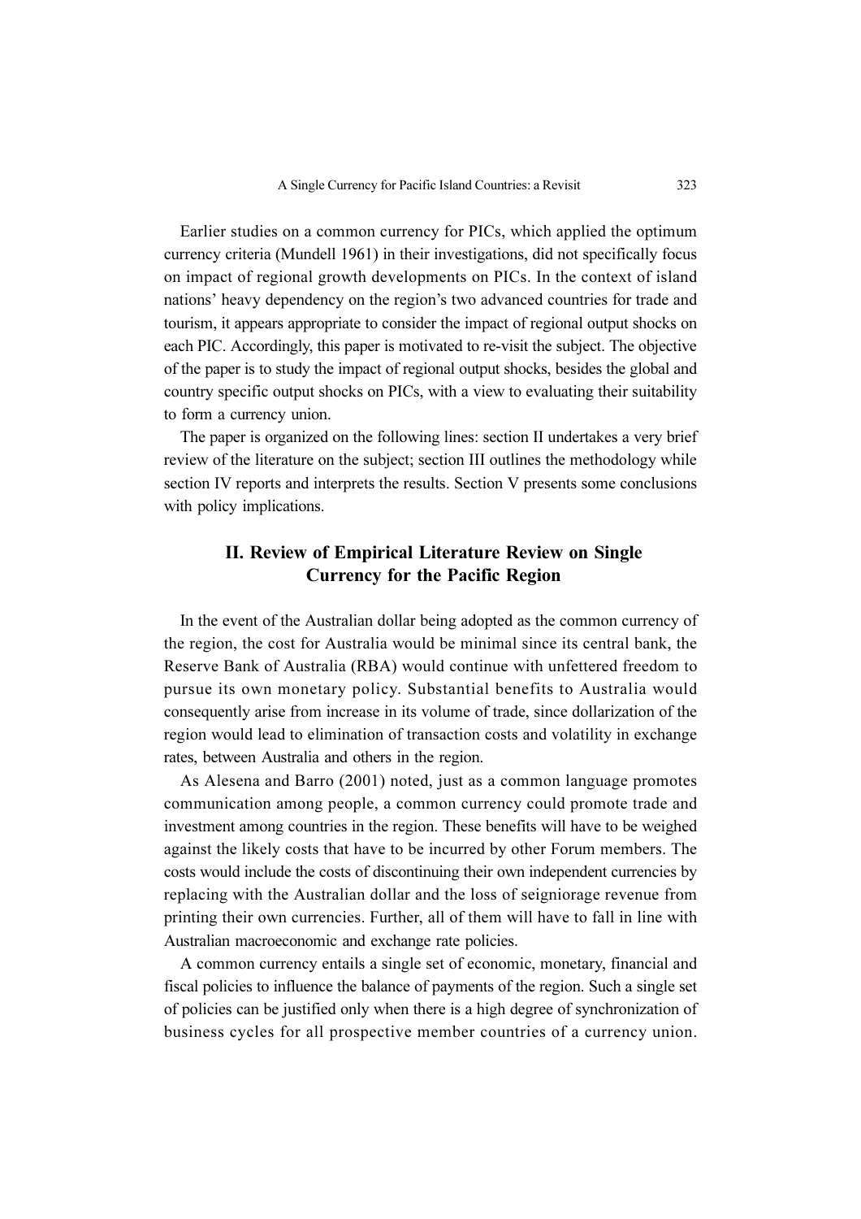Earlier studies on a common currency for PICs, which applied the optimum currency criteria (Mundell 1961) in their investigations, did not specifically focus on impact of regional growth developments on PICs. In the context of island nations' heavy dependency on the region's two advanced countries for trade and tourism, it appears appropriate to consider the impact of regional output shocks on each PIC. Accordingly, this paper is motivated to re-visit the subject. The objective of the paper is to study the impact of regional output shocks, besides the global and country specific output shocks on PICs, with a view to evaluating their suitability to form a currency union.

The paper is organized on the following lines: section II undertakes a very brief review of the literature on the subject; section III outlines the methodology while section IV reports and interprets the results. Section V presents some conclusions with policy implications.

## II. Review of Empirical Literature Review on Single Currency for the Pacific Region

In the event of the Australian dollar being adopted as the common currency of the region, the cost for Australia would be minimal since its central bank, the Reserve Bank of Australia (RBA) would continue with unfettered freedom to pursue its own monetary policy. Substantial benefits to Australia would consequently arise from increase in its volume of trade, since dollarization of the region would lead to elimination of transaction costs and volatility in exchange rates, between Australia and others in the region.

As Alesena and Barro (2001) noted, just as a common language promotes communication among people, a common currency could promote trade and investment among countries in the region. These benefits will have to be weighed against the likely costs that have to be incurred by other Forum members. The costs would include the costs of discontinuing their own independent currencies by replacing with the Australian dollar and the loss of seigniorage revenue from printing their own currencies. Further, all of them will have to fall in line with Australian macroeconomic and exchange rate policies.

A common currency entails a single set of economic, monetary, financial and fiscal policies to influence the balance of payments of the region. Such a single set of policies can be justified only when there is a high degree of synchronization of business cycles for all prospective member countries of a currency union.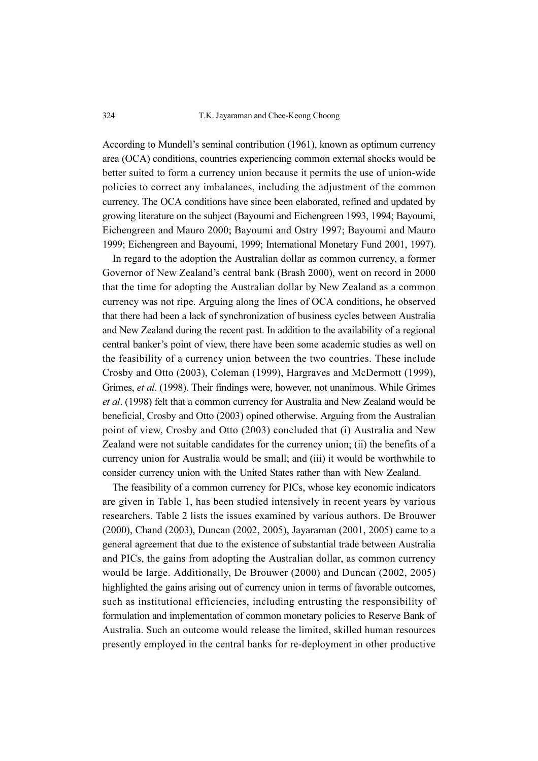According to Mundell's seminal contribution (1961), known as optimum currency area (OCA) conditions, countries experiencing common external shocks would be better suited to form a currency union because it permits the use of union-wide policies to correct any imbalances, including the adjustment of the common currency. The OCA conditions have since been elaborated, refined and updated by growing literature on the subject (Bayoumi and Eichengreen 1993, 1994; Bayoumi, Eichengreen and Mauro 2000; Bayoumi and Ostry 1997; Bayoumi and Mauro 1999; Eichengreen and Bayoumi, 1999; International Monetary Fund 2001, 1997).

In regard to the adoption the Australian dollar as common currency, a former Governor of New Zealand's central bank (Brash 2000), went on record in 2000 that the time for adopting the Australian dollar by New Zealand as a common currency was not ripe. Arguing along the lines of OCA conditions, he observed that there had been a lack of synchronization of business cycles between Australia and New Zealand during the recent past. In addition to the availability of a regional central banker's point of view, there have been some academic studies as well on the feasibility of a currency union between the two countries. These include Crosby and Otto (2003), Coleman (1999), Hargraves and McDermott (1999), Grimes, *et al*. (1998). Their findings were, however, not unanimous. While Grimes *et al*. (1998) felt that a common currency for Australia and New Zealand would be beneficial, Crosby and Otto (2003) opined otherwise. Arguing from the Australian point of view, Crosby and Otto (2003) concluded that (i) Australia and New Zealand were not suitable candidates for the currency union; (ii) the benefits of a currency union for Australia would be small; and (iii) it would be worthwhile to consider currency union with the United States rather than with New Zealand.

The feasibility of a common currency for PICs, whose key economic indicators are given in Table 1, has been studied intensively in recent years by various researchers. Table 2 lists the issues examined by various authors. De Brouwer (2000), Chand (2003), Duncan (2002, 2005), Jayaraman (2001, 2005) came to a general agreement that due to the existence of substantial trade between Australia and PICs, the gains from adopting the Australian dollar, as common currency would be large. Additionally, De Brouwer (2000) and Duncan (2002, 2005) highlighted the gains arising out of currency union in terms of favorable outcomes, such as institutional efficiencies, including entrusting the responsibility of formulation and implementation of common monetary policies to Reserve Bank of Australia. Such an outcome would release the limited, skilled human resources presently employed in the central banks for re-deployment in other productive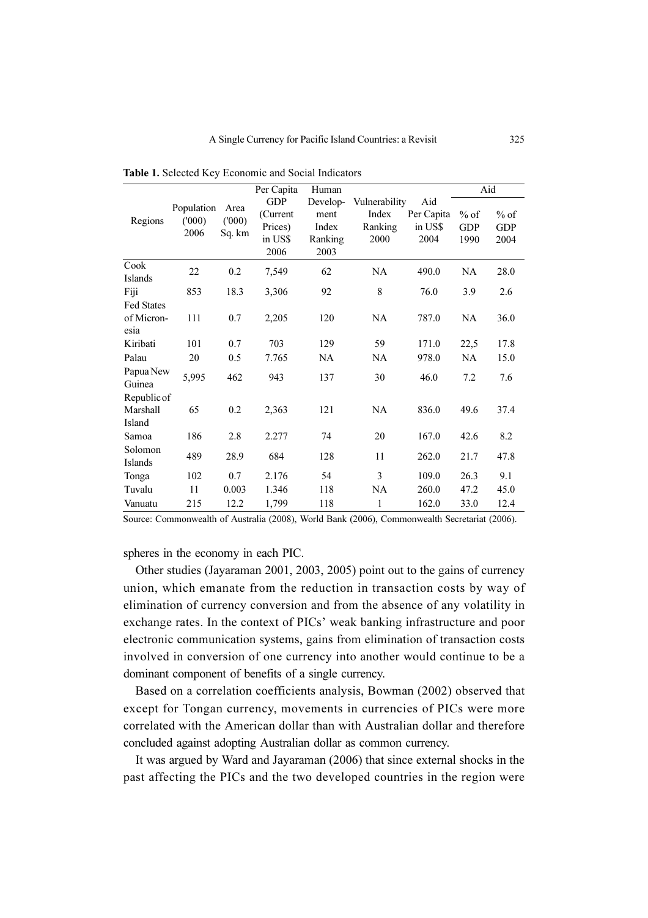**Table 1.** Selected Key Economic and Social Indicators

| Regions | Population ('000) 2006 | Area ('000) Sq. km | Per Capita GDP (Current Prices) in US$ 2006 | Human Develop-ment Index Ranking 2003 | Vulnerability Index Ranking 2000 | Aid Per Capita in US$ 2004 | Aid | |
|---|---|---|---|---|---|---|---|---|
| | | | | | | | % of GDP 1990 | % of GDP 2004 |
| Cook Islands | 22 | 0.2 | 7,549 | 62 | NA | 490.0 | NA | 28.0 |
| Fiji | 853 | 18.3 | 3,306 | 92 | 8 | 76.0 | 3.9 | 2.6 |
| Fed States of Micron-esia | 111 | 0.7 | 2,205 | 120 | NA | 787.0 | NA | 36.0 |
| Kiribati | 101 | 0.7 | 703 | 129 | 59 | 171.0 | 22,5 | 17.8 |
| Palau | 20 | 0.5 | 7.765 | NA | NA | 978.0 | NA | 15.0 |
| Papua New Guinea | 5,995 | 462 | 943 | 137 | 30 | 46.0 | 7.2 | 7.6 |
| Republic of Marshall Island | 65 | 0.2 | 2,363 | 121 | NA | 836.0 | 49.6 | 37.4 |
| Samoa | 186 | 2.8 | 2.277 | 74 | 20 | 167.0 | 42.6 | 8.2 |
| Solomon Islands | 489 | 28.9 | 684 | 128 | 11 | 262.0 | 21.7 | 47.8 |
| Tonga | 102 | 0.7 | 2.176 | 54 | 3 | 109.0 | 26.3 | 9.1 |
| Tuvalu | 11 | 0.003 | 1.346 | 118 | NA | 260.0 | 47.2 | 45.0 |
| Vanuatu | 215 | 12.2 | 1,799 | 118 | 1 | 162.0 | 33.0 | 12.4 |

Source: Commonwealth of Australia (2008), World Bank (2006), Commonwealth Secretariat (2006).

spheres in the economy in each PIC.

Other studies (Jayaraman 2001, 2003, 2005) point out to the gains of currency union, which emanate from the reduction in transaction costs by way of elimination of currency conversion and from the absence of any volatility in exchange rates. In the context of PICs' weak banking infrastructure and poor electronic communication systems, gains from elimination of transaction costs involved in conversion of one currency into another would continue to be a dominant component of benefits of a single currency.

Based on a correlation coefficients analysis, Bowman (2002) observed that except for Tongan currency, movements in currencies of PICs were more correlated with the American dollar than with Australian dollar and therefore concluded against adopting Australian dollar as common currency.

It was argued by Ward and Jayaraman (2006) that since external shocks in the past affecting the PICs and the two developed countries in the region were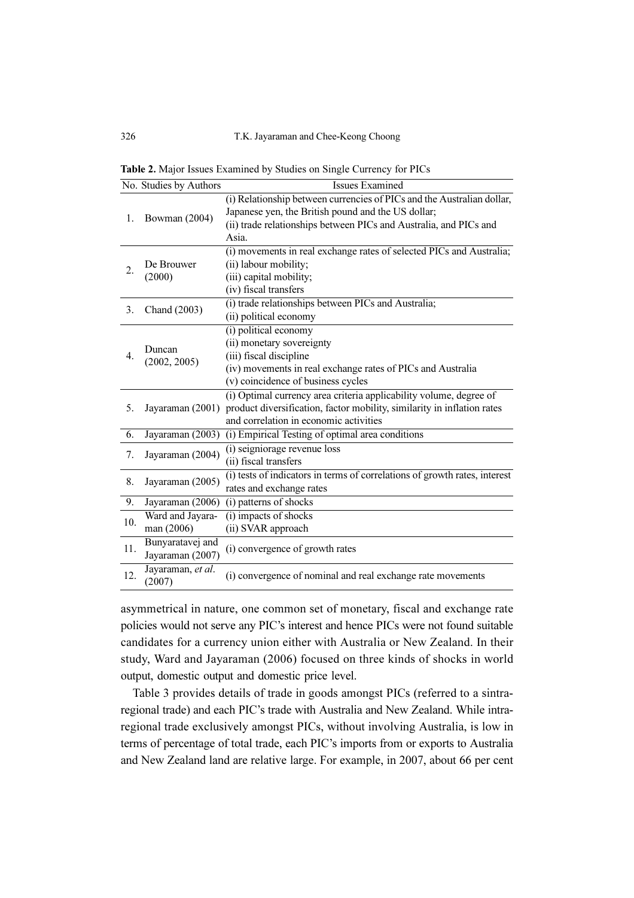**Table 2.** Major Issues Examined by Studies on Single Currency for PICs

| No. | Studies by Authors | Issues Examined |
|---|---|---|
| 1. | Bowman (2004) | (i) Relationship between currencies of PICs and the Australian dollar, Japanese yen, the British pound and the US dollar;<br>(ii) trade relationships between PICs and Australia, and PICs and Asia. |
| 2. | De Brouwer (2000) | (i) movements in real exchange rates of selected PICs and Australia;<br>(ii) labour mobility;<br>(iii) capital mobility;<br>(iv) fiscal transfers |
| 3. | Chand (2003) | (i) trade relationships between PICs and Australia;<br>(ii) political economy |
| 4. | Duncan (2002, 2005) | (i) political economy<br>(ii) monetary sovereignty<br>(iii) fiscal discipline<br>(iv) movements in real exchange rates of PICs and Australia<br>(v) coincidence of business cycles |
| 5. | Jayaraman (2001) | (i) Optimal currency area criteria applicability volume, degree of product diversification, factor mobility, similarity in inflation rates and correlation in economic activities |
| 6. | Jayaraman (2003) | (i) Empirical Testing of optimal area conditions |
| 7. | Jayaraman (2004) | (i) seigniorage revenue loss<br>(ii) fiscal transfers |
| 8. | Jayaraman (2005) | (i) tests of indicators in terms of correlations of growth rates, interest rates and exchange rates |
| 9. | Jayaraman (2006) | (i) patterns of shocks |
| 10. | Ward and Jayaraman (2006) | (i) impacts of shocks<br>(ii) SVAR approach |
| 11. | Bunyaratavej and Jayaraman (2007) | (i) convergence of growth rates |
| 12. | Jayaraman, *et al*. (2007) | (i) convergence of nominal and real exchange rate movements |

asymmetrical in nature, one common set of monetary, fiscal and exchange rate policies would not serve any PIC's interest and hence PICs were not found suitable candidates for a currency union either with Australia or New Zealand. In their study, Ward and Jayaraman (2006) focused on three kinds of shocks in world output, domestic output and domestic price level.

Table 3 provides details of trade in goods amongst PICs (referred to a sintra-regional trade) and each PIC's trade with Australia and New Zealand. While intra-regional trade exclusively amongst PICs, without involving Australia, is low in terms of percentage of total trade, each PIC's imports from or exports to Australia and New Zealand land are relative large. For example, in 2007, about 66 per cent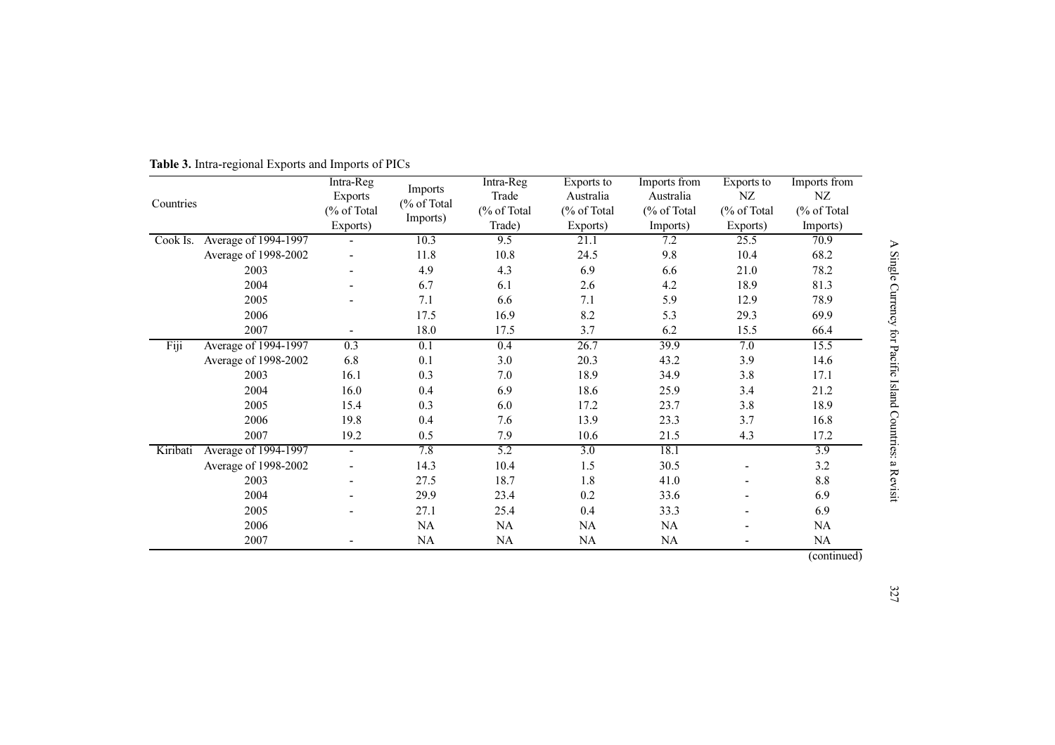**Table 3.** Intra-regional Exports and Imports of PICs

| Countries | | Intra-Reg Exports (% of Total Exports) | Imports (% of Total Imports) | Intra-Reg Trade (% of Total Trade) | Exports to Australia (% of Total Exports) | Imports from Australia (% of Total Imports) | Exports to NZ (% of Total Exports) | Imports from NZ (% of Total Imports) |
|---|---|---|---|---|---|---|---|---|
| Cook Is. | Average of 1994-1997 | - | 10.3 | 9.5 | 21.1 | 7.2 | 25.5 | 70.9 |
| | Average of 1998-2002 | - | 11.8 | 10.8 | 24.5 | 9.8 | 10.4 | 68.2 |
| | 2003 | - | 4.9 | 4.3 | 6.9 | 6.6 | 21.0 | 78.2 |
| | 2004 | - | 6.7 | 6.1 | 2.6 | 4.2 | 18.9 | 81.3 |
| | 2005 | - | 7.1 | 6.6 | 7.1 | 5.9 | 12.9 | 78.9 |
| | 2006 | | 17.5 | 16.9 | 8.2 | 5.3 | 29.3 | 69.9 |
| | 2007 | - | 18.0 | 17.5 | 3.7 | 6.2 | 15.5 | 66.4 |
| Fiji | Average of 1994-1997 | 0.3 | 0.1 | 0.4 | 26.7 | 39.9 | 7.0 | 15.5 |
| | Average of 1998-2002 | 6.8 | 0.1 | 3.0 | 20.3 | 43.2 | 3.9 | 14.6 |
| | 2003 | 16.1 | 0.3 | 7.0 | 18.9 | 34.9 | 3.8 | 17.1 |
| | 2004 | 16.0 | 0.4 | 6.9 | 18.6 | 25.9 | 3.4 | 21.2 |
| | 2005 | 15.4 | 0.3 | 6.0 | 17.2 | 23.7 | 3.8 | 18.9 |
| | 2006 | 19.8 | 0.4 | 7.6 | 13.9 | 23.3 | 3.7 | 16.8 |
| | 2007 | 19.2 | 0.5 | 7.9 | 10.6 | 21.5 | 4.3 | 17.2 |
| Kiribati | Average of 1994-1997 | - | 7.8 | 5.2 | 3.0 | 18.1 | | 3.9 |
| | Average of 1998-2002 | - | 14.3 | 10.4 | 1.5 | 30.5 | - | 3.2 |
| | 2003 | - | 27.5 | 18.7 | 1.8 | 41.0 | - | 8.8 |
| | 2004 | - | 29.9 | 23.4 | 0.2 | 33.6 | - | 6.9 |
| | 2005 | - | 27.1 | 25.4 | 0.4 | 33.3 | - | 6.9 |
| | 2006 | | NA | NA | NA | NA | - | NA |
| | 2007 | - | NA | NA | NA | NA | - | NA |

(continued)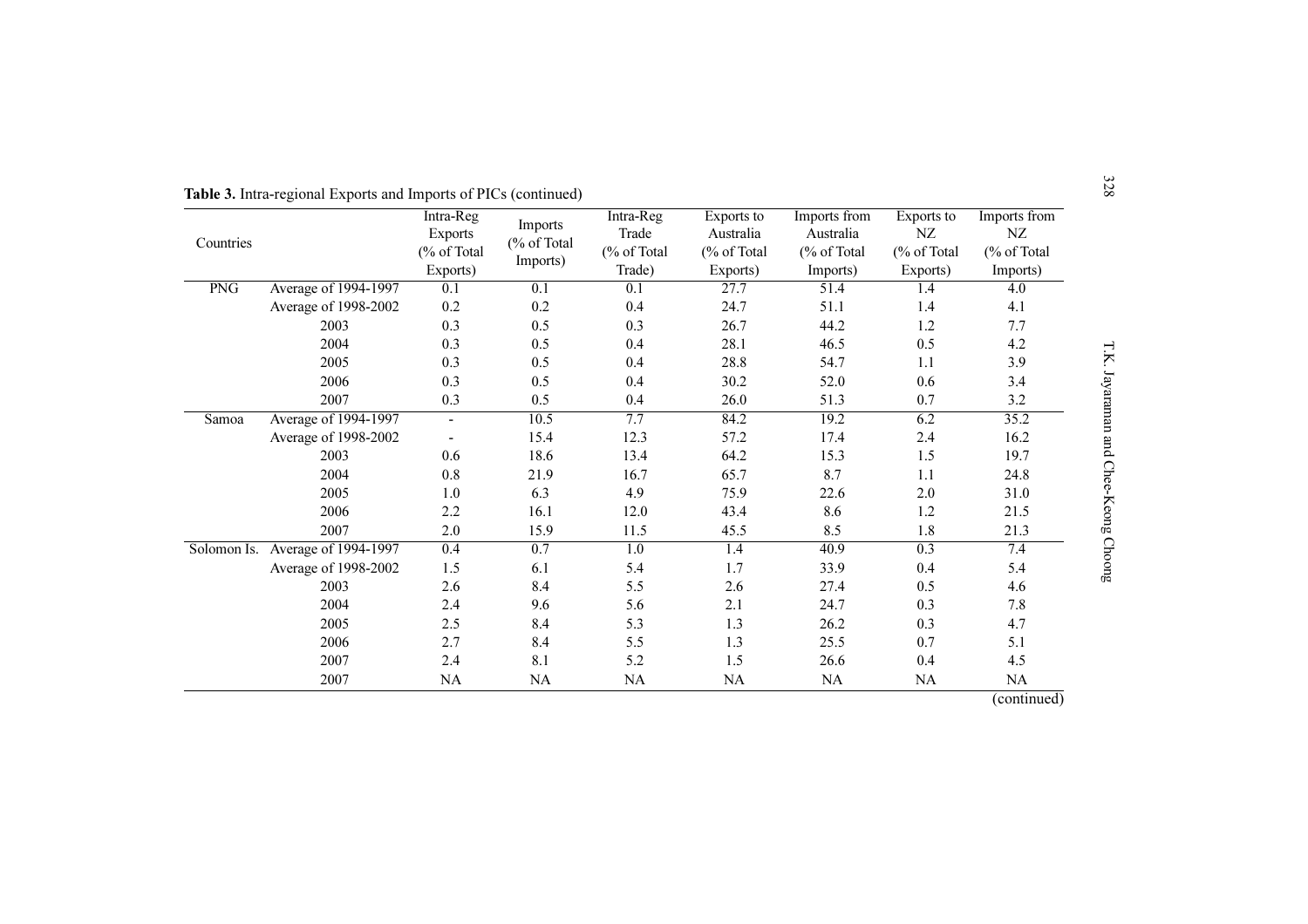**Table 3.** Intra-regional Exports and Imports of PICs (continued)

| Countries | | Intra-Reg Exports (% of Total Exports) | Imports (% of Total Imports) | Intra-Reg Trade (% of Total Trade) | Exports to Australia (% of Total Exports) | Imports from Australia (% of Total Imports) | Exports to NZ (% of Total Exports) | Imports from NZ (% of Total Imports) |
|---|---|---|---|---|---|---|---|---|
| PNG | Average of 1994-1997 | 0.1 | 0.1 | 0.1 | 27.7 | 51.4 | 1.4 | 4.0 |
| | Average of 1998-2002 | 0.2 | 0.2 | 0.4 | 24.7 | 51.1 | 1.4 | 4.1 |
| | 2003 | 0.3 | 0.5 | 0.3 | 26.7 | 44.2 | 1.2 | 7.7 |
| | 2004 | 0.3 | 0.5 | 0.4 | 28.1 | 46.5 | 0.5 | 4.2 |
| | 2005 | 0.3 | 0.5 | 0.4 | 28.8 | 54.7 | 1.1 | 3.9 |
| | 2006 | 0.3 | 0.5 | 0.4 | 30.2 | 52.0 | 0.6 | 3.4 |
| | 2007 | 0.3 | 0.5 | 0.4 | 26.0 | 51.3 | 0.7 | 3.2 |
| Samoa | Average of 1994-1997 | - | 10.5 | 7.7 | 84.2 | 19.2 | 6.2 | 35.2 |
| | Average of 1998-2002 | - | 15.4 | 12.3 | 57.2 | 17.4 | 2.4 | 16.2 |
| | 2003 | 0.6 | 18.6 | 13.4 | 64.2 | 15.3 | 1.5 | 19.7 |
| | 2004 | 0.8 | 21.9 | 16.7 | 65.7 | 8.7 | 1.1 | 24.8 |
| | 2005 | 1.0 | 6.3 | 4.9 | 75.9 | 22.6 | 2.0 | 31.0 |
| | 2006 | 2.2 | 16.1 | 12.0 | 43.4 | 8.6 | 1.2 | 21.5 |
| | 2007 | 2.0 | 15.9 | 11.5 | 45.5 | 8.5 | 1.8 | 21.3 |
| Solomon Is. | Average of 1994-1997 | 0.4 | 0.7 | 1.0 | 1.4 | 40.9 | 0.3 | 7.4 |
| | Average of 1998-2002 | 1.5 | 6.1 | 5.4 | 1.7 | 33.9 | 0.4 | 5.4 |
| | 2003 | 2.6 | 8.4 | 5.5 | 2.6 | 27.4 | 0.5 | 4.6 |
| | 2004 | 2.4 | 9.6 | 5.6 | 2.1 | 24.7 | 0.3 | 7.8 |
| | 2005 | 2.5 | 8.4 | 5.3 | 1.3 | 26.2 | 0.3 | 4.7 |
| | 2006 | 2.7 | 8.4 | 5.5 | 1.3 | 25.5 | 0.7 | 5.1 |
| | 2007 | 2.4 | 8.1 | 5.2 | 1.5 | 26.6 | 0.4 | 4.5 |
| | 2007 | NA | NA | NA | NA | NA | NA | NA |

(continued)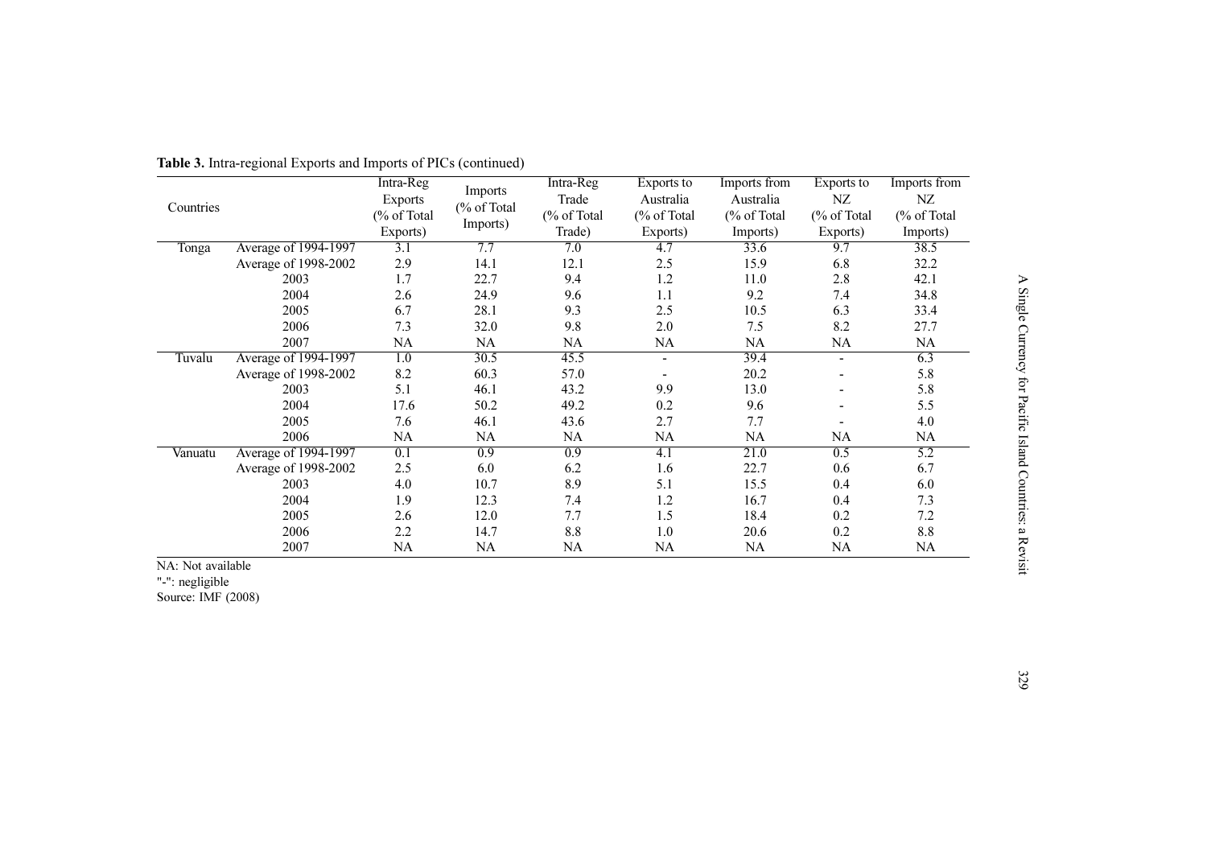**Table 3.** Intra-regional Exports and Imports of PICs (continued)

| Countries | | Intra-Reg Exports (% of Total Exports) | Imports (% of Total Imports) | Intra-Reg Trade (% of Total Trade) | Exports to Australia (% of Total Exports) | Imports from Australia (% of Total Imports) | Exports to NZ (% of Total Exports) | Imports from NZ (% of Total Imports) |
|---|---|---|---|---|---|---|---|---|
| Tonga | Average of 1994-1997 | 3.1 | 7.7 | 7.0 | 4.7 | 33.6 | 9.7 | 38.5 |
| | Average of 1998-2002 | 2.9 | 14.1 | 12.1 | 2.5 | 15.9 | 6.8 | 32.2 |
| | 2003 | 1.7 | 22.7 | 9.4 | 1.2 | 11.0 | 2.8 | 42.1 |
| | 2004 | 2.6 | 24.9 | 9.6 | 1.1 | 9.2 | 7.4 | 34.8 |
| | 2005 | 6.7 | 28.1 | 9.3 | 2.5 | 10.5 | 6.3 | 33.4 |
| | 2006 | 7.3 | 32.0 | 9.8 | 2.0 | 7.5 | 8.2 | 27.7 |
| | 2007 | NA | NA | NA | NA | NA | NA | NA |
| Tuvalu | Average of 1994-1997 | 1.0 | 30.5 | 45.5 | - | 39.4 | - | 6.3 |
| | Average of 1998-2002 | 8.2 | 60.3 | 57.0 | - | 20.2 | - | 5.8 |
| | 2003 | 5.1 | 46.1 | 43.2 | 9.9 | 13.0 | - | 5.8 |
| | 2004 | 17.6 | 50.2 | 49.2 | 0.2 | 9.6 | - | 5.5 |
| | 2005 | 7.6 | 46.1 | 43.6 | 2.7 | 7.7 | - | 4.0 |
| | 2006 | NA | NA | NA | NA | NA | NA | NA |
| Vanuatu | Average of 1994-1997 | 0.1 | 0.9 | 0.9 | 4.1 | 21.0 | 0.5 | 5.2 |
| | Average of 1998-2002 | 2.5 | 6.0 | 6.2 | 1.6 | 22.7 | 0.6 | 6.7 |
| | 2003 | 4.0 | 10.7 | 8.9 | 5.1 | 15.5 | 0.4 | 6.0 |
| | 2004 | 1.9 | 12.3 | 7.4 | 1.2 | 16.7 | 0.4 | 7.3 |
| | 2005 | 2.6 | 12.0 | 7.7 | 1.5 | 18.4 | 0.2 | 7.2 |
| | 2006 | 2.2 | 14.7 | 8.8 | 1.0 | 20.6 | 0.2 | 8.8 |
| | 2007 | NA | NA | NA | NA | NA | NA | NA |

NA: Not available

"-": negligible

Source: IMF (2008)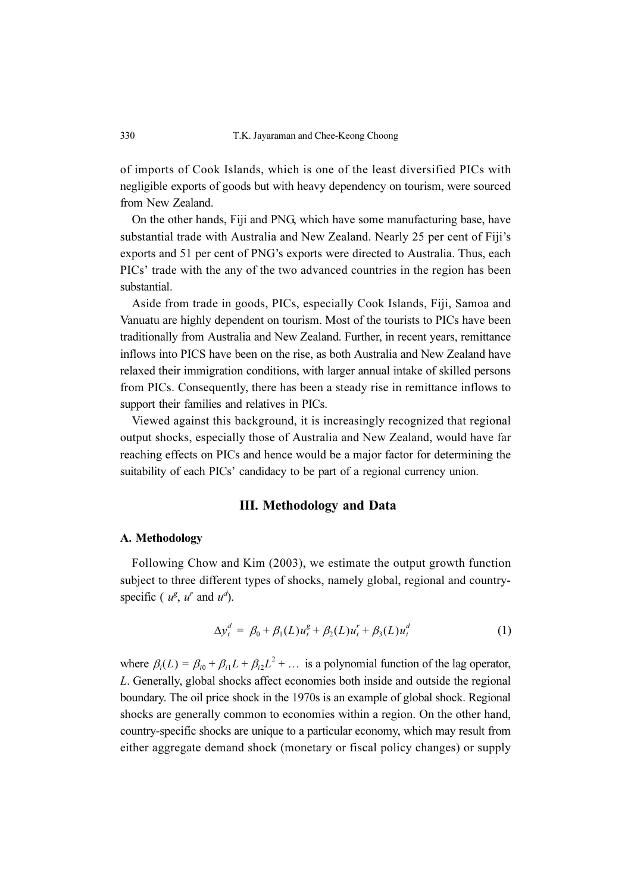of imports of Cook Islands, which is one of the least diversified PICs with negligible exports of goods but with heavy dependency on tourism, were sourced from New Zealand.

On the other hands, Fiji and PNG, which have some manufacturing base, have substantial trade with Australia and New Zealand. Nearly 25 per cent of Fiji's exports and 51 per cent of PNG's exports were directed to Australia. Thus, each PICs' trade with the any of the two advanced countries in the region has been substantial.

Aside from trade in goods, PICs, especially Cook Islands, Fiji, Samoa and Vanuatu are highly dependent on tourism. Most of the tourists to PICs have been traditionally from Australia and New Zealand. Further, in recent years, remittance inflows into PICS have been on the rise, as both Australia and New Zealand have relaxed their immigration conditions, with larger annual intake of skilled persons from PICs. Consequently, there has been a steady rise in remittance inflows to support their families and relatives in PICs.

Viewed against this background, it is increasingly recognized that regional output shocks, especially those of Australia and New Zealand, would have far reaching effects on PICs and hence would be a major factor for determining the suitability of each PICs' candidacy to be part of a regional currency union.

## III. Methodology and Data

### A. Methodology

Following Chow and Kim (2003), we estimate the output growth function subject to three different types of shocks, namely global, regional and country-specific ( $u^g$, $u^r$ and $u^d$).

$$\Delta y_t^d = \beta_0 + \beta_1(L)u_t^g + \beta_2(L)u_t^r + \beta_3(L)u_t^d \tag{1}$$

where $\beta_i(L) = \beta_{i0} + \beta_{i1}L + \beta_{i2}L^2 + \ldots$ is a polynomial function of the lag operator, $L$. Generally, global shocks affect economies both inside and outside the regional boundary. The oil price shock in the 1970s is an example of global shock. Regional shocks are generally common to economies within a region. On the other hand, country-specific shocks are unique to a particular economy, which may result from either aggregate demand shock (monetary or fiscal policy changes) or supply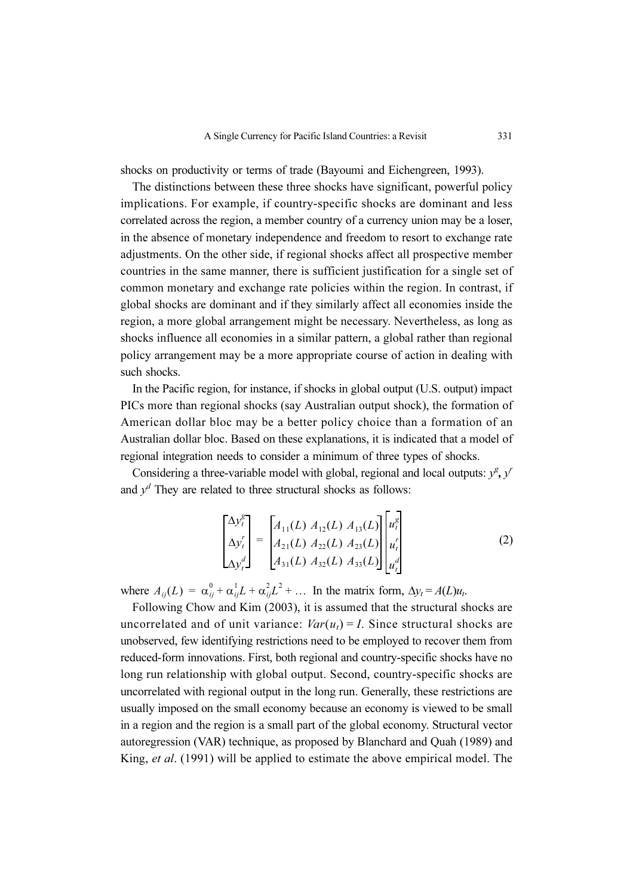shocks on productivity or terms of trade (Bayoumi and Eichengreen, 1993).

The distinctions between these three shocks have significant, powerful policy implications. For example, if country-specific shocks are dominant and less correlated across the region, a member country of a currency union may be a loser, in the absence of monetary independence and freedom to resort to exchange rate adjustments. On the other side, if regional shocks affect all prospective member countries in the same manner, there is sufficient justification for a single set of common monetary and exchange rate policies within the region. In contrast, if global shocks are dominant and if they similarly affect all economies inside the region, a more global arrangement might be necessary. Nevertheless, as long as shocks influence all economies in a similar pattern, a global rather than regional policy arrangement may be a more appropriate course of action in dealing with such shocks.

In the Pacific region, for instance, if shocks in global output (U.S. output) impact PICs more than regional shocks (say Australian output shock), the formation of American dollar bloc may be a better policy choice than a formation of an Australian dollar bloc. Based on these explanations, it is indicated that a model of regional integration needs to consider a minimum of three types of shocks.

Considering a three-variable model with global, regional and local outputs: $y^g$, $y^r$ and $y^d$ They are related to three structural shocks as follows:

$$\begin{bmatrix} \Delta y_t^g \\ \Delta y_t^r \\ \Delta y_t^d \end{bmatrix} = \begin{bmatrix} A_{11}(L) & A_{12}(L) & A_{13}(L) \\ A_{21}(L) & A_{22}(L) & A_{23}(L) \\ A_{31}(L) & A_{32}(L) & A_{33}(L) \end{bmatrix} \begin{bmatrix} u_t^g \\ u_t^r \\ u_t^d \end{bmatrix} \tag{2}$$

where $A_{ij}(L) = \alpha_{ij}^0 + \alpha_{ij}^1 L + \alpha_{ij}^2 L^2 + \ldots$ In the matrix form, $\Delta y_t = A(L)u_t$.

Following Chow and Kim (2003), it is assumed that the structural shocks are uncorrelated and of unit variance: $Var(u_t) = I$. Since structural shocks are unobserved, few identifying restrictions need to be employed to recover them from reduced-form innovations. First, both regional and country-specific shocks have no long run relationship with global output. Second, country-specific shocks are uncorrelated with regional output in the long run. Generally, these restrictions are usually imposed on the small economy because an economy is viewed to be small in a region and the region is a small part of the global economy. Structural vector autoregression (VAR) technique, as proposed by Blanchard and Quah (1989) and King, *et al*. (1991) will be applied to estimate the above empirical model. The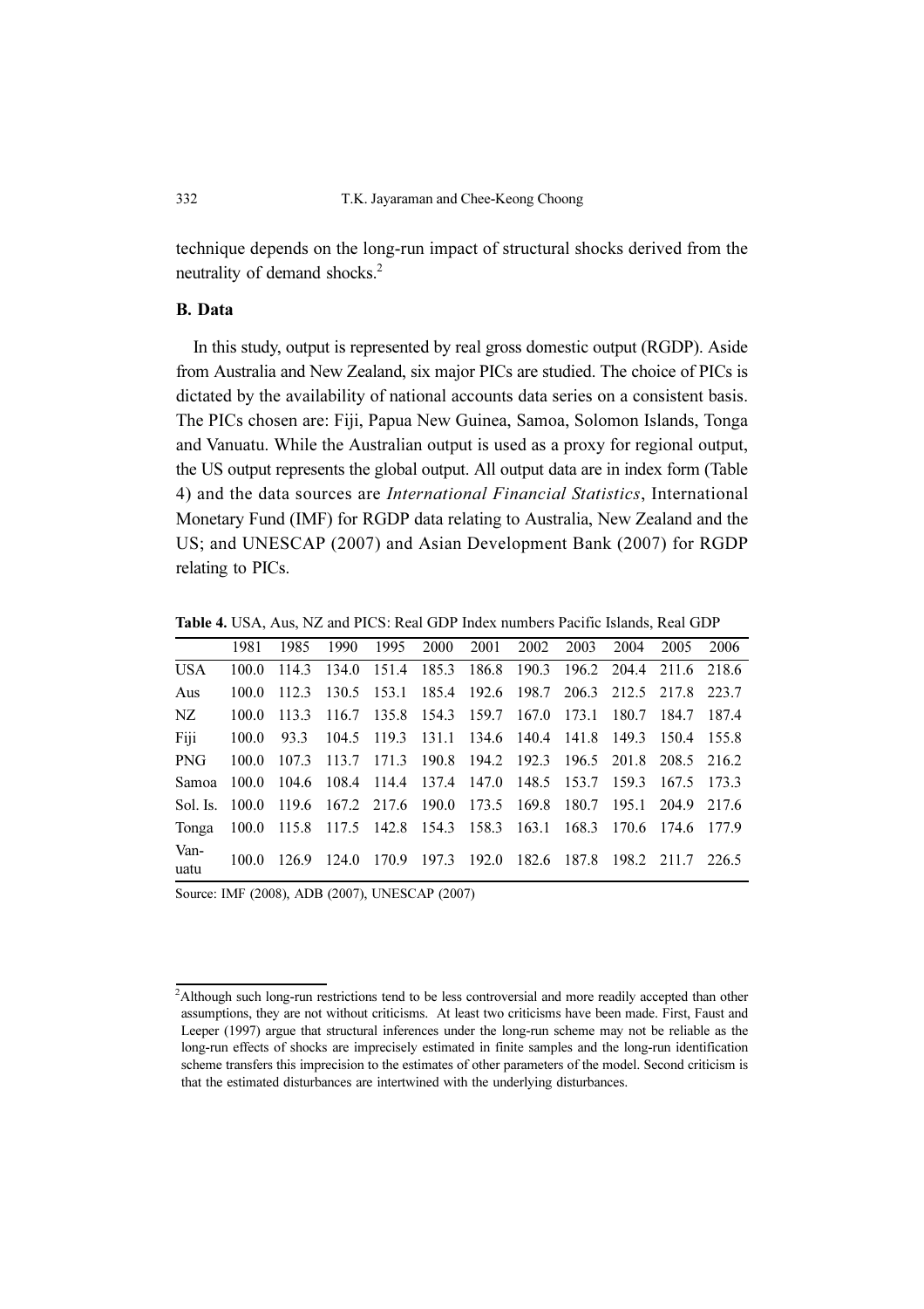technique depends on the long-run impact of structural shocks derived from the neutrality of demand shocks.[2]

### B. Data

In this study, output is represented by real gross domestic output (RGDP). Aside from Australia and New Zealand, six major PICs are studied. The choice of PICs is dictated by the availability of national accounts data series on a consistent basis. The PICs chosen are: Fiji, Papua New Guinea, Samoa, Solomon Islands, Tonga and Vanuatu. While the Australian output is used as a proxy for regional output, the US output represents the global output. All output data are in index form (Table 4) and the data sources are *International Financial Statistics*, International Monetary Fund (IMF) for RGDP data relating to Australia, New Zealand and the US; and UNESCAP (2007) and Asian Development Bank (2007) for RGDP relating to PICs.

**Table 4.** USA, Aus, NZ and PICS: Real GDP Index numbers Pacific Islands, Real GDP

| | 1981 | 1985 | 1990 | 1995 | 2000 | 2001 | 2002 | 2003 | 2004 | 2005 | 2006 |
|---|---|---|---|---|---|---|---|---|---|---|---|
| USA | 100.0 | 114.3 | 134.0 | 151.4 | 185.3 | 186.8 | 190.3 | 196.2 | 204.4 | 211.6 | 218.6 |
| Aus | 100.0 | 112.3 | 130.5 | 153.1 | 185.4 | 192.6 | 198.7 | 206.3 | 212.5 | 217.8 | 223.7 |
| NZ | 100.0 | 113.3 | 116.7 | 135.8 | 154.3 | 159.7 | 167.0 | 173.1 | 180.7 | 184.7 | 187.4 |
| Fiji | 100.0 | 93.3 | 104.5 | 119.3 | 131.1 | 134.6 | 140.4 | 141.8 | 149.3 | 150.4 | 155.8 |
| PNG | 100.0 | 107.3 | 113.7 | 171.3 | 190.8 | 194.2 | 192.3 | 196.5 | 201.8 | 208.5 | 216.2 |
| Samoa | 100.0 | 104.6 | 108.4 | 114.4 | 137.4 | 147.0 | 148.5 | 153.7 | 159.3 | 167.5 | 173.3 |
| Sol. Is. | 100.0 | 119.6 | 167.2 | 217.6 | 190.0 | 173.5 | 169.8 | 180.7 | 195.1 | 204.9 | 217.6 |
| Tonga | 100.0 | 115.8 | 117.5 | 142.8 | 154.3 | 158.3 | 163.1 | 168.3 | 170.6 | 174.6 | 177.9 |
| Vanuatu | 100.0 | 126.9 | 124.0 | 170.9 | 197.3 | 192.0 | 182.6 | 187.8 | 198.2 | 211.7 | 226.5 |

Source: IMF (2008), ADB (2007), UNESCAP (2007)

[2] Although such long-run restrictions tend to be less controversial and more readily accepted than other assumptions, they are not without criticisms. At least two criticisms have been made. First, Faust and Leeper (1997) argue that structural inferences under the long-run scheme may not be reliable as the long-run effects of shocks are imprecisely estimated in finite samples and the long-run identification scheme transfers this imprecision to the estimates of other parameters of the model. Second criticism is that the estimated disturbances are intertwined with the underlying disturbances.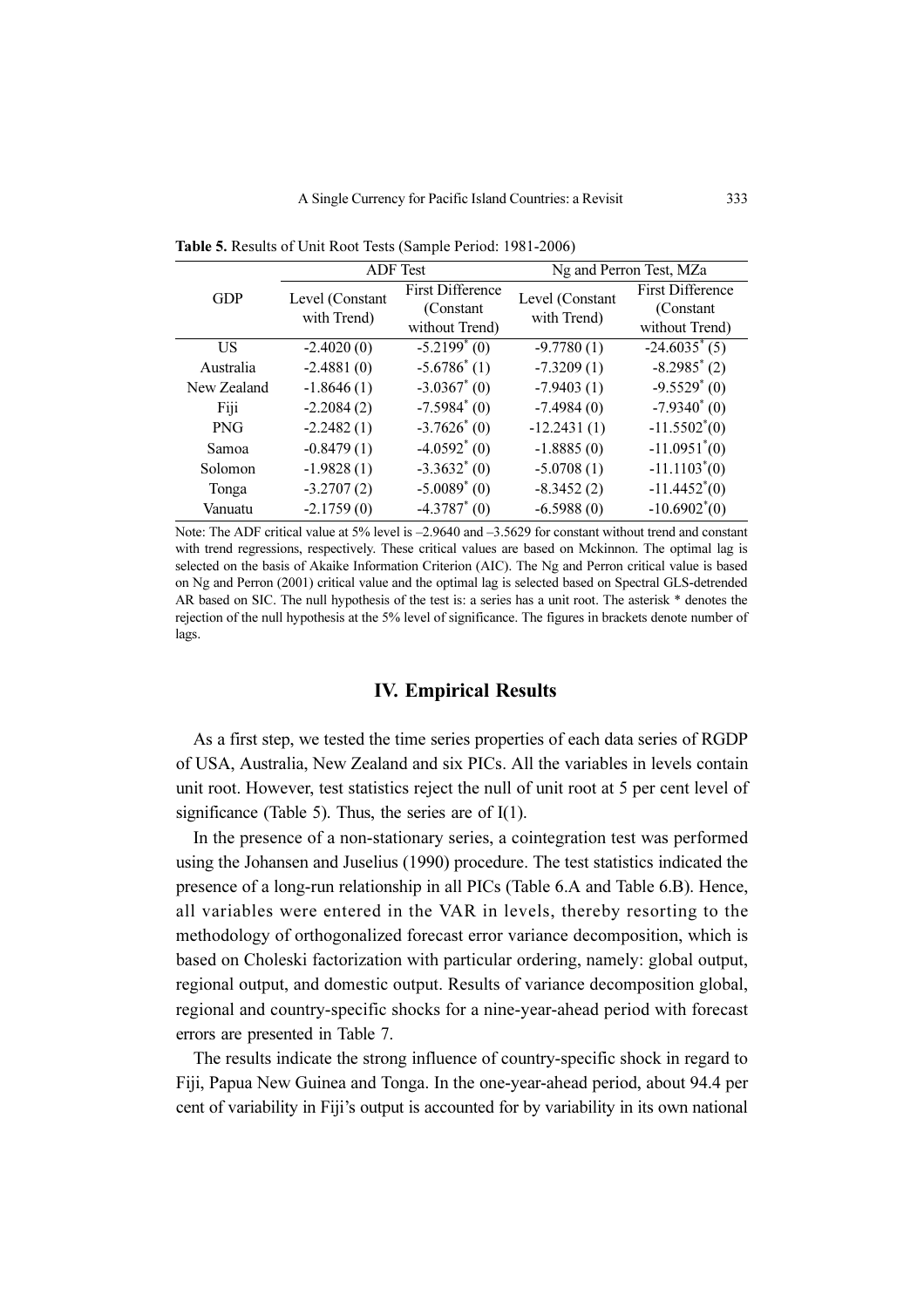**Table 5.** Results of Unit Root Tests (Sample Period: 1981-2006)

| GDP | ADF Test | | Ng and Perron Test, MZa | |
|---|---|---|---|---|
| | Level (Constant with Trend) | First Difference (Constant without Trend) | Level (Constant with Trend) | First Difference (Constant without Trend) |
| US | -2.4020 (0) | -5.2199* (0) | -9.7780 (1) | -24.6035* (5) |
| Australia | -2.4881 (0) | -5.6786* (1) | -7.3209 (1) | -8.2985* (2) |
| New Zealand | -1.8646 (1) | -3.0367* (0) | -7.9403 (1) | -9.5529* (0) |
| Fiji | -2.2084 (2) | -7.5984* (0) | -7.4984 (0) | -7.9340* (0) |
| PNG | -2.2482 (1) | -3.7626* (0) | -12.2431 (1) | -11.5502*(0) |
| Samoa | -0.8479 (1) | -4.0592* (0) | -1.8885 (0) | -11.0951*(0) |
| Solomon | -1.9828 (1) | -3.3632* (0) | -5.0708 (1) | -11.1103*(0) |
| Tonga | -3.2707 (2) | -5.0089* (0) | -8.3452 (2) | -11.4452*(0) |
| Vanuatu | -2.1759 (0) | -4.3787* (0) | -6.5988 (0) | -10.6902*(0) |

Note: The ADF critical value at 5% level is –2.9640 and –3.5629 for constant without trend and constant with trend regressions, respectively. These critical values are based on Mckinnon. The optimal lag is selected on the basis of Akaike Information Criterion (AIC). The Ng and Perron critical value is based on Ng and Perron (2001) critical value and the optimal lag is selected based on Spectral GLS-detrended AR based on SIC. The null hypothesis of the test is: a series has a unit root. The asterisk * denotes the rejection of the null hypothesis at the 5% level of significance. The figures in brackets denote number of lags.

## IV. Empirical Results

As a first step, we tested the time series properties of each data series of RGDP of USA, Australia, New Zealand and six PICs. All the variables in levels contain unit root. However, test statistics reject the null of unit root at 5 per cent level of significance (Table 5). Thus, the series are of I(1).

In the presence of a non-stationary series, a cointegration test was performed using the Johansen and Juselius (1990) procedure. The test statistics indicated the presence of a long-run relationship in all PICs (Table 6.A and Table 6.B). Hence, all variables were entered in the VAR in levels, thereby resorting to the methodology of orthogonalized forecast error variance decomposition, which is based on Choleski factorization with particular ordering, namely: global output, regional output, and domestic output. Results of variance decomposition global, regional and country-specific shocks for a nine-year-ahead period with forecast errors are presented in Table 7.

The results indicate the strong influence of country-specific shock in regard to Fiji, Papua New Guinea and Tonga. In the one-year-ahead period, about 94.4 per cent of variability in Fiji's output is accounted for by variability in its own national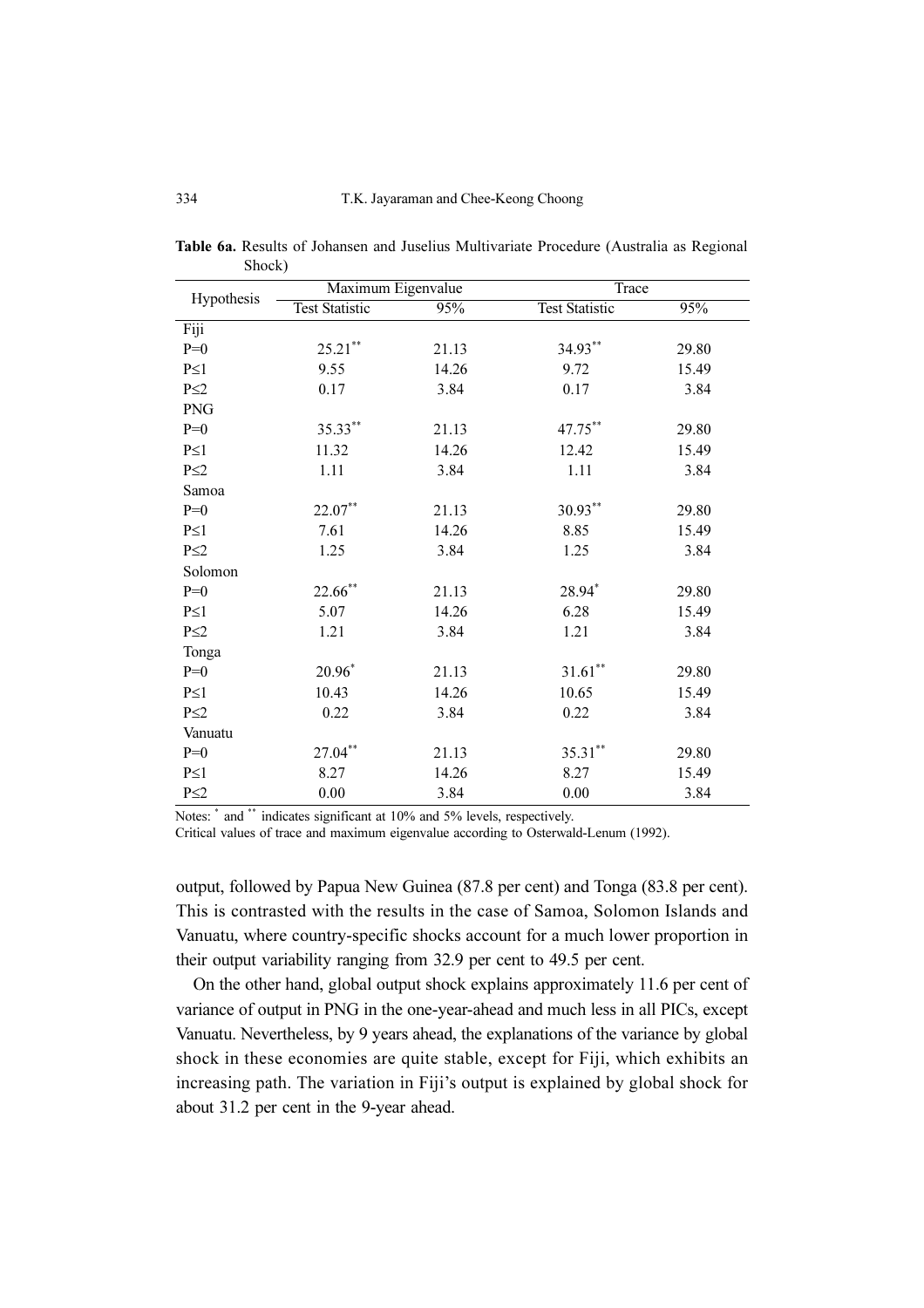**Table 6a.** Results of Johansen and Juselius Multivariate Procedure (Australia as Regional Shock)

| Hypothesis | Maximum Eigenvalue | | Trace | |
|---|---|---|---|---|
| | Test Statistic | 95% | Test Statistic | 95% |
| Fiji | | | | |
| P=0 | 25.21** | 21.13 | 34.93** | 29.80 |
| P≤1 | 9.55 | 14.26 | 9.72 | 15.49 |
| P≤2 | 0.17 | 3.84 | 0.17 | 3.84 |
| PNG | | | | |
| P=0 | 35.33** | 21.13 | 47.75** | 29.80 |
| P≤1 | 11.32 | 14.26 | 12.42 | 15.49 |
| P≤2 | 1.11 | 3.84 | 1.11 | 3.84 |
| Samoa | | | | |
| P=0 | 22.07** | 21.13 | 30.93** | 29.80 |
| P≤1 | 7.61 | 14.26 | 8.85 | 15.49 |
| P≤2 | 1.25 | 3.84 | 1.25 | 3.84 |
| Solomon | | | | |
| P=0 | 22.66** | 21.13 | 28.94* | 29.80 |
| P≤1 | 5.07 | 14.26 | 6.28 | 15.49 |
| P≤2 | 1.21 | 3.84 | 1.21 | 3.84 |
| Tonga | | | | |
| P=0 | 20.96* | 21.13 | 31.61** | 29.80 |
| P≤1 | 10.43 | 14.26 | 10.65 | 15.49 |
| P≤2 | 0.22 | 3.84 | 0.22 | 3.84 |
| Vanuatu | | | | |
| P=0 | 27.04** | 21.13 | 35.31** | 29.80 |
| P≤1 | 8.27 | 14.26 | 8.27 | 15.49 |
| P≤2 | 0.00 | 3.84 | 0.00 | 3.84 |

Notes: * and ** indicates significant at 10% and 5% levels, respectively.
Critical values of trace and maximum eigenvalue according to Osterwald-Lenum (1992).

output, followed by Papua New Guinea (87.8 per cent) and Tonga (83.8 per cent). This is contrasted with the results in the case of Samoa, Solomon Islands and Vanuatu, where country-specific shocks account for a much lower proportion in their output variability ranging from 32.9 per cent to 49.5 per cent.

On the other hand, global output shock explains approximately 11.6 per cent of variance of output in PNG in the one-year-ahead and much less in all PICs, except Vanuatu. Nevertheless, by 9 years ahead, the explanations of the variance by global shock in these economies are quite stable, except for Fiji, which exhibits an increasing path. The variation in Fiji's output is explained by global shock for about 31.2 per cent in the 9-year ahead.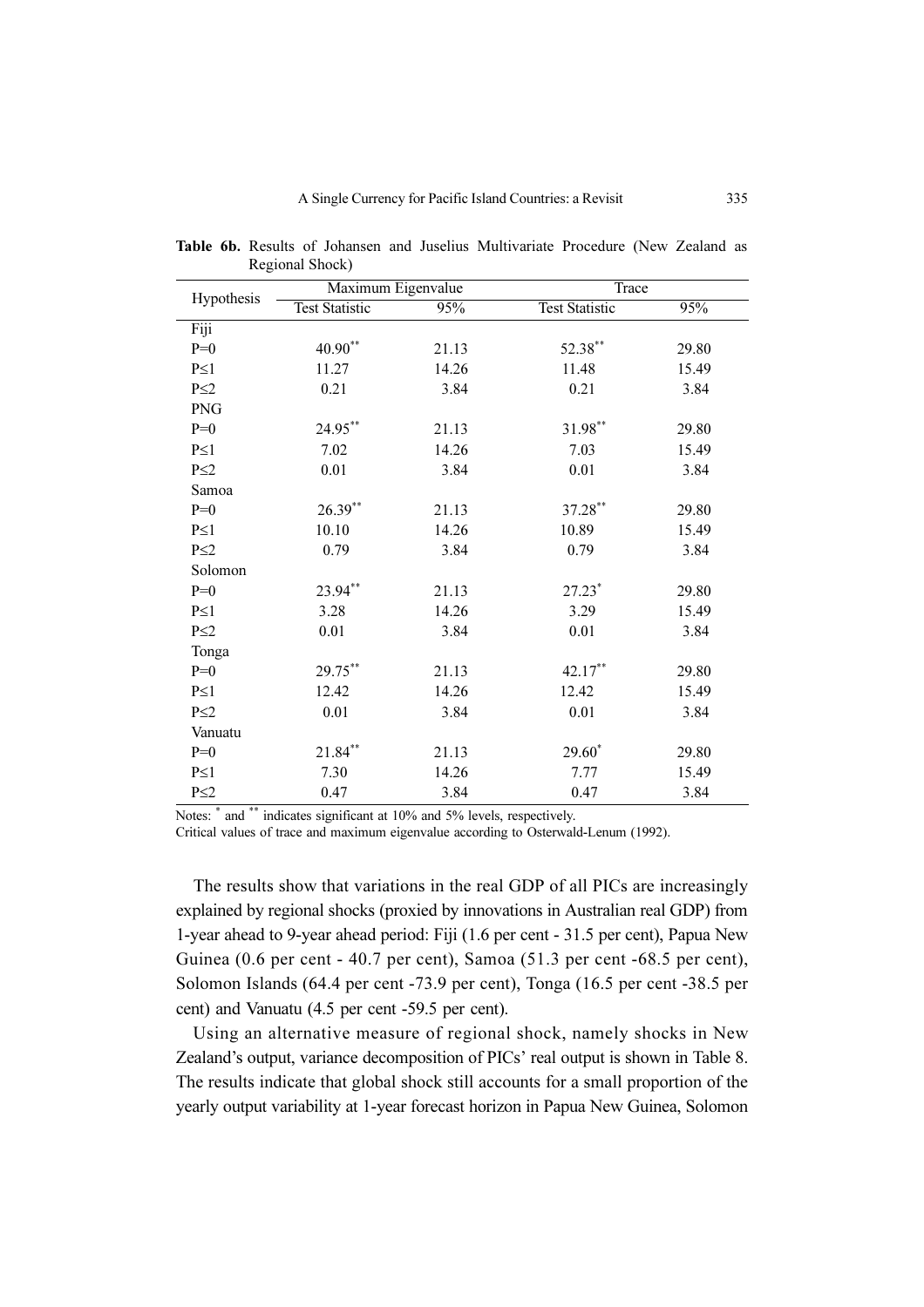**Table 6b.** Results of Johansen and Juselius Multivariate Procedure (New Zealand as Regional Shock)

| Hypothesis | Maximum Eigenvalue | | Trace | |
|---|---|---|---|---|
| | Test Statistic | 95% | Test Statistic | 95% |
| Fiji | | | | |
| P=0 | 40.90** | 21.13 | 52.38** | 29.80 |
| P≤1 | 11.27 | 14.26 | 11.48 | 15.49 |
| P≤2 | 0.21 | 3.84 | 0.21 | 3.84 |
| PNG | | | | |
| P=0 | 24.95** | 21.13 | 31.98** | 29.80 |
| P≤1 | 7.02 | 14.26 | 7.03 | 15.49 |
| P≤2 | 0.01 | 3.84 | 0.01 | 3.84 |
| Samoa | | | | |
| P=0 | 26.39** | 21.13 | 37.28** | 29.80 |
| P≤1 | 10.10 | 14.26 | 10.89 | 15.49 |
| P≤2 | 0.79 | 3.84 | 0.79 | 3.84 |
| Solomon | | | | |
| P=0 | 23.94** | 21.13 | 27.23* | 29.80 |
| P≤1 | 3.28 | 14.26 | 3.29 | 15.49 |
| P≤2 | 0.01 | 3.84 | 0.01 | 3.84 |
| Tonga | | | | |
| P=0 | 29.75** | 21.13 | 42.17** | 29.80 |
| P≤1 | 12.42 | 14.26 | 12.42 | 15.49 |
| P≤2 | 0.01 | 3.84 | 0.01 | 3.84 |
| Vanuatu | | | | |
| P=0 | 21.84** | 21.13 | 29.60* | 29.80 |
| P≤1 | 7.30 | 14.26 | 7.77 | 15.49 |
| P≤2 | 0.47 | 3.84 | 0.47 | 3.84 |

Notes: * and ** indicates significant at 10% and 5% levels, respectively.
Critical values of trace and maximum eigenvalue according to Osterwald-Lenum (1992).

The results show that variations in the real GDP of all PICs are increasingly explained by regional shocks (proxied by innovations in Australian real GDP) from 1-year ahead to 9-year ahead period: Fiji (1.6 per cent - 31.5 per cent), Papua New Guinea (0.6 per cent - 40.7 per cent), Samoa (51.3 per cent -68.5 per cent), Solomon Islands (64.4 per cent -73.9 per cent), Tonga (16.5 per cent -38.5 per cent) and Vanuatu (4.5 per cent -59.5 per cent).

Using an alternative measure of regional shock, namely shocks in New Zealand's output, variance decomposition of PICs' real output is shown in Table 8. The results indicate that global shock still accounts for a small proportion of the yearly output variability at 1-year forecast horizon in Papua New Guinea, Solomon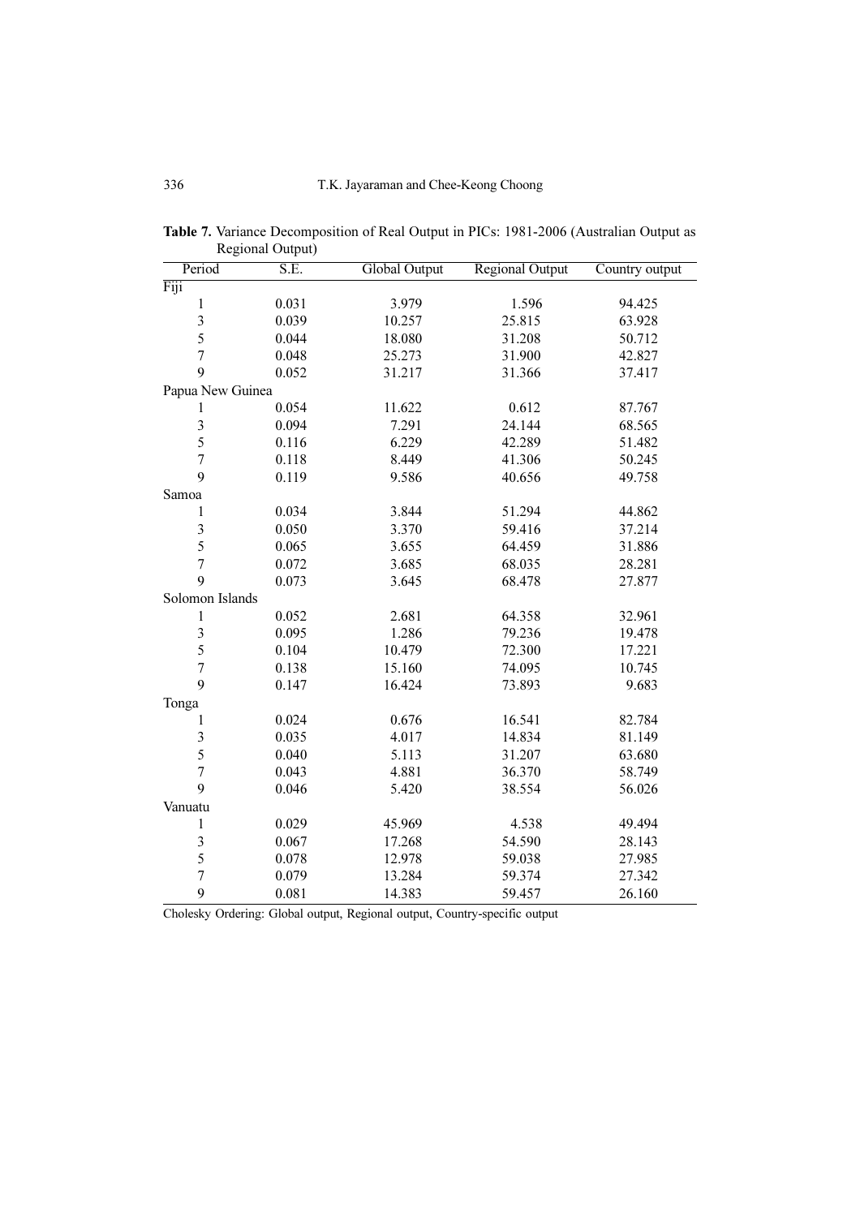**Table 7.** Variance Decomposition of Real Output in PICs: 1981-2006 (Australian Output as Regional Output)

| Period | S.E. | Global Output | Regional Output | Country output |
|---|---|---|---|---|
| Fiji | | | | |
| 1 | 0.031 | 3.979 | 1.596 | 94.425 |
| 3 | 0.039 | 10.257 | 25.815 | 63.928 |
| 5 | 0.044 | 18.080 | 31.208 | 50.712 |
| 7 | 0.048 | 25.273 | 31.900 | 42.827 |
| 9 | 0.052 | 31.217 | 31.366 | 37.417 |
| Papua New Guinea | | | | |
| 1 | 0.054 | 11.622 | 0.612 | 87.767 |
| 3 | 0.094 | 7.291 | 24.144 | 68.565 |
| 5 | 0.116 | 6.229 | 42.289 | 51.482 |
| 7 | 0.118 | 8.449 | 41.306 | 50.245 |
| 9 | 0.119 | 9.586 | 40.656 | 49.758 |
| Samoa | | | | |
| 1 | 0.034 | 3.844 | 51.294 | 44.862 |
| 3 | 0.050 | 3.370 | 59.416 | 37.214 |
| 5 | 0.065 | 3.655 | 64.459 | 31.886 |
| 7 | 0.072 | 3.685 | 68.035 | 28.281 |
| 9 | 0.073 | 3.645 | 68.478 | 27.877 |
| Solomon Islands | | | | |
| 1 | 0.052 | 2.681 | 64.358 | 32.961 |
| 3 | 0.095 | 1.286 | 79.236 | 19.478 |
| 5 | 0.104 | 10.479 | 72.300 | 17.221 |
| 7 | 0.138 | 15.160 | 74.095 | 10.745 |
| 9 | 0.147 | 16.424 | 73.893 | 9.683 |
| Tonga | | | | |
| 1 | 0.024 | 0.676 | 16.541 | 82.784 |
| 3 | 0.035 | 4.017 | 14.834 | 81.149 |
| 5 | 0.040 | 5.113 | 31.207 | 63.680 |
| 7 | 0.043 | 4.881 | 36.370 | 58.749 |
| 9 | 0.046 | 5.420 | 38.554 | 56.026 |
| Vanuatu | | | | |
| 1 | 0.029 | 45.969 | 4.538 | 49.494 |
| 3 | 0.067 | 17.268 | 54.590 | 28.143 |
| 5 | 0.078 | 12.978 | 59.038 | 27.985 |
| 7 | 0.079 | 13.284 | 59.374 | 27.342 |
| 9 | 0.081 | 14.383 | 59.457 | 26.160 |

Cholesky Ordering: Global output, Regional output, Country-specific output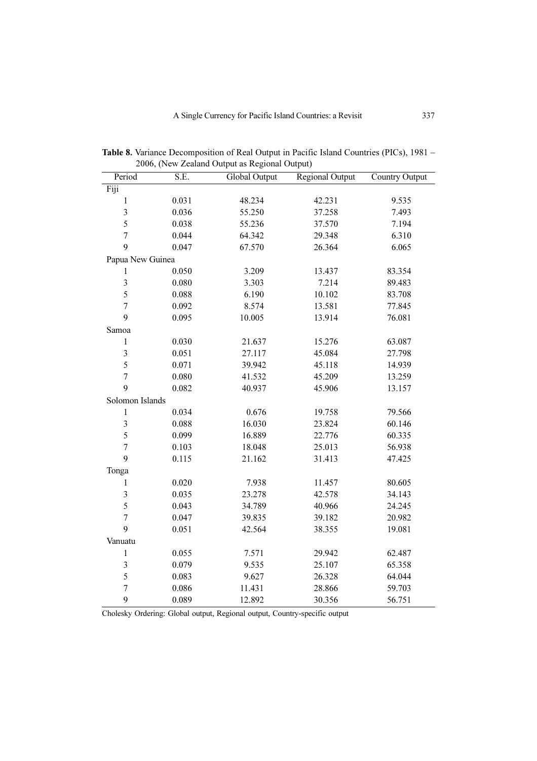**Table 8.** Variance Decomposition of Real Output in Pacific Island Countries (PICs), 1981 – 2006, (New Zealand Output as Regional Output)

| Period | S.E. | Global Output | Regional Output | Country Output |
|---|---|---|---|---|
| Fiji | | | | |
| 1 | 0.031 | 48.234 | 42.231 | 9.535 |
| 3 | 0.036 | 55.250 | 37.258 | 7.493 |
| 5 | 0.038 | 55.236 | 37.570 | 7.194 |
| 7 | 0.044 | 64.342 | 29.348 | 6.310 |
| 9 | 0.047 | 67.570 | 26.364 | 6.065 |
| Papua New Guinea | | | | |
| 1 | 0.050 | 3.209 | 13.437 | 83.354 |
| 3 | 0.080 | 3.303 | 7.214 | 89.483 |
| 5 | 0.088 | 6.190 | 10.102 | 83.708 |
| 7 | 0.092 | 8.574 | 13.581 | 77.845 |
| 9 | 0.095 | 10.005 | 13.914 | 76.081 |
| Samoa | | | | |
| 1 | 0.030 | 21.637 | 15.276 | 63.087 |
| 3 | 0.051 | 27.117 | 45.084 | 27.798 |
| 5 | 0.071 | 39.942 | 45.118 | 14.939 |
| 7 | 0.080 | 41.532 | 45.209 | 13.259 |
| 9 | 0.082 | 40.937 | 45.906 | 13.157 |
| Solomon Islands | | | | |
| 1 | 0.034 | 0.676 | 19.758 | 79.566 |
| 3 | 0.088 | 16.030 | 23.824 | 60.146 |
| 5 | 0.099 | 16.889 | 22.776 | 60.335 |
| 7 | 0.103 | 18.048 | 25.013 | 56.938 |
| 9 | 0.115 | 21.162 | 31.413 | 47.425 |
| Tonga | | | | |
| 1 | 0.020 | 7.938 | 11.457 | 80.605 |
| 3 | 0.035 | 23.278 | 42.578 | 34.143 |
| 5 | 0.043 | 34.789 | 40.966 | 24.245 |
| 7 | 0.047 | 39.835 | 39.182 | 20.982 |
| 9 | 0.051 | 42.564 | 38.355 | 19.081 |
| Vanuatu | | | | |
| 1 | 0.055 | 7.571 | 29.942 | 62.487 |
| 3 | 0.079 | 9.535 | 25.107 | 65.358 |
| 5 | 0.083 | 9.627 | 26.328 | 64.044 |
| 7 | 0.086 | 11.431 | 28.866 | 59.703 |
| 9 | 0.089 | 12.892 | 30.356 | 56.751 |

Cholesky Ordering: Global output, Regional output, Country-specific output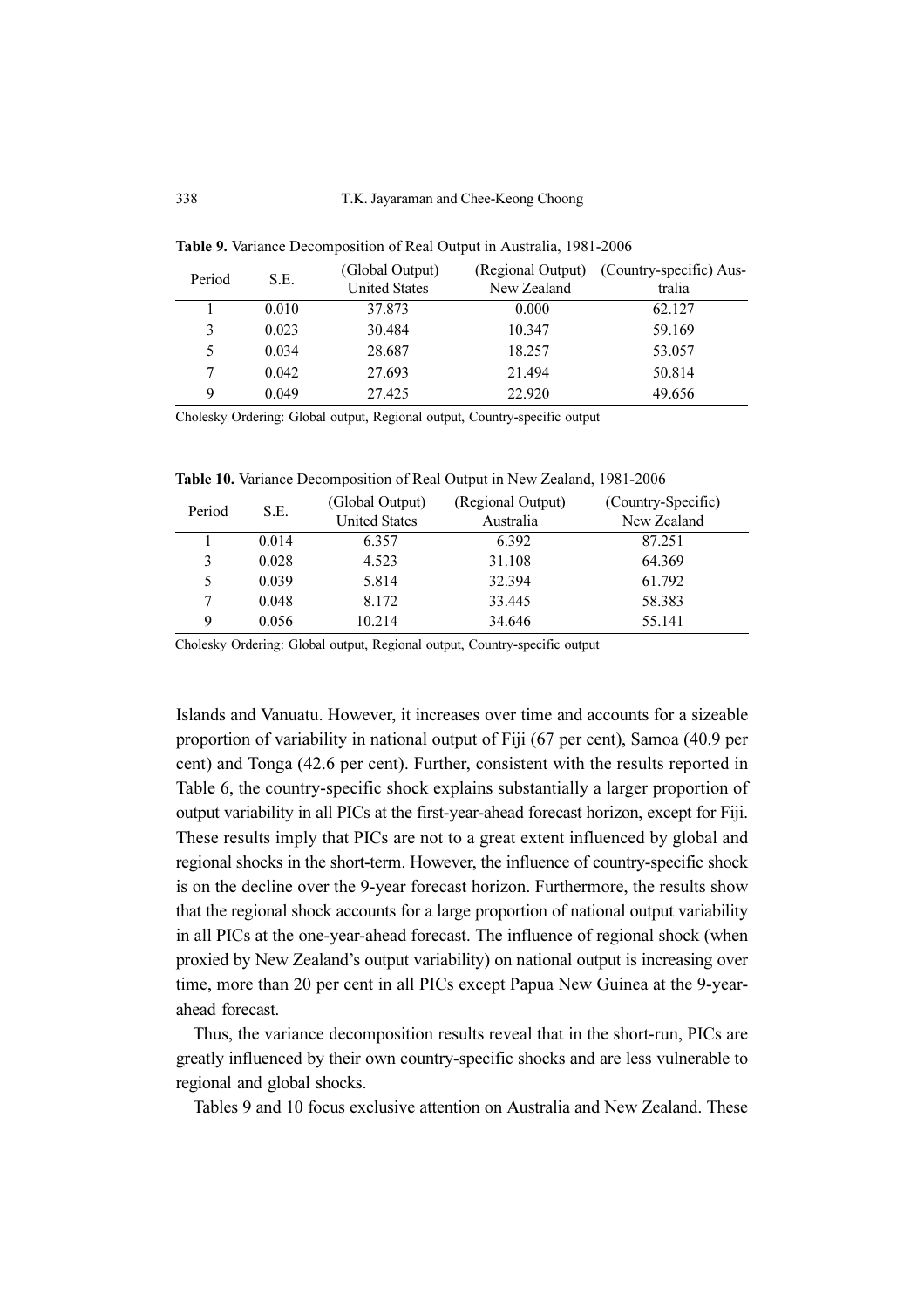**Table 9.** Variance Decomposition of Real Output in Australia, 1981-2006

| Period | S.E. | (Global Output) United States | (Regional Output) New Zealand | (Country-specific) Australia |
|---|---|---|---|---|
| 1 | 0.010 | 37.873 | 0.000 | 62.127 |
| 3 | 0.023 | 30.484 | 10.347 | 59.169 |
| 5 | 0.034 | 28.687 | 18.257 | 53.057 |
| 7 | 0.042 | 27.693 | 21.494 | 50.814 |
| 9 | 0.049 | 27.425 | 22.920 | 49.656 |

Cholesky Ordering: Global output, Regional output, Country-specific output

**Table 10.** Variance Decomposition of Real Output in New Zealand, 1981-2006

| Period | S.E. | (Global Output) United States | (Regional Output) Australia | (Country-Specific) New Zealand |
|---|---|---|---|---|
| 1 | 0.014 | 6.357 | 6.392 | 87.251 |
| 3 | 0.028 | 4.523 | 31.108 | 64.369 |
| 5 | 0.039 | 5.814 | 32.394 | 61.792 |
| 7 | 0.048 | 8.172 | 33.445 | 58.383 |
| 9 | 0.056 | 10.214 | 34.646 | 55.141 |

Cholesky Ordering: Global output, Regional output, Country-specific output

Islands and Vanuatu. However, it increases over time and accounts for a sizeable proportion of variability in national output of Fiji (67 per cent), Samoa (40.9 per cent) and Tonga (42.6 per cent). Further, consistent with the results reported in Table 6, the country-specific shock explains substantially a larger proportion of output variability in all PICs at the first-year-ahead forecast horizon, except for Fiji. These results imply that PICs are not to a great extent influenced by global and regional shocks in the short-term. However, the influence of country-specific shock is on the decline over the 9-year forecast horizon. Furthermore, the results show that the regional shock accounts for a large proportion of national output variability in all PICs at the one-year-ahead forecast. The influence of regional shock (when proxied by New Zealand's output variability) on national output is increasing over time, more than 20 per cent in all PICs except Papua New Guinea at the 9-year-ahead forecast.

Thus, the variance decomposition results reveal that in the short-run, PICs are greatly influenced by their own country-specific shocks and are less vulnerable to regional and global shocks.

Tables 9 and 10 focus exclusive attention on Australia and New Zealand. These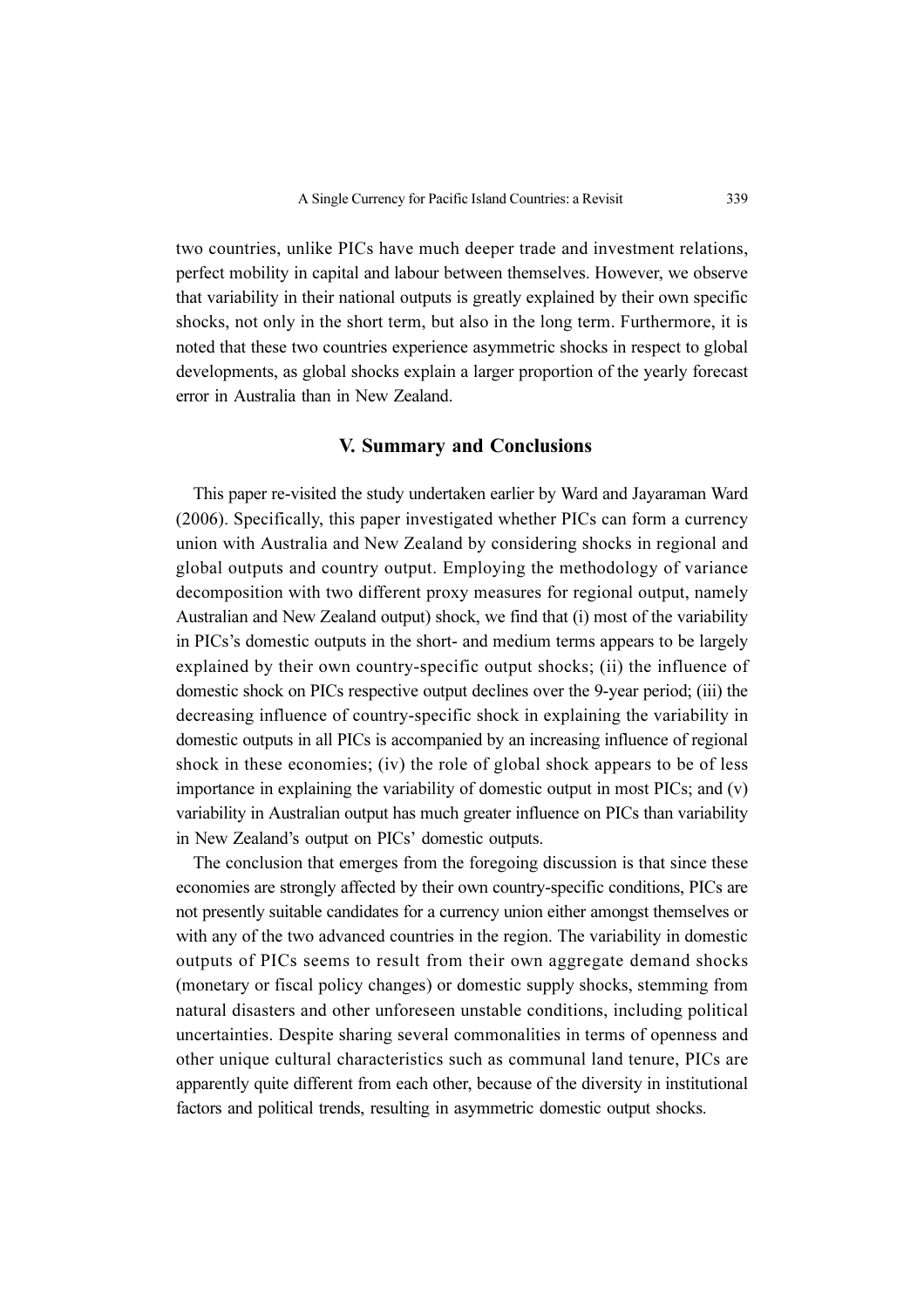two countries, unlike PICs have much deeper trade and investment relations, perfect mobility in capital and labour between themselves. However, we observe that variability in their national outputs is greatly explained by their own specific shocks, not only in the short term, but also in the long term. Furthermore, it is noted that these two countries experience asymmetric shocks in respect to global developments, as global shocks explain a larger proportion of the yearly forecast error in Australia than in New Zealand.

## V. Summary and Conclusions

This paper re-visited the study undertaken earlier by Ward and Jayaraman Ward (2006). Specifically, this paper investigated whether PICs can form a currency union with Australia and New Zealand by considering shocks in regional and global outputs and country output. Employing the methodology of variance decomposition with two different proxy measures for regional output, namely Australian and New Zealand output) shock, we find that (i) most of the variability in PICs's domestic outputs in the short- and medium terms appears to be largely explained by their own country-specific output shocks; (ii) the influence of domestic shock on PICs respective output declines over the 9-year period; (iii) the decreasing influence of country-specific shock in explaining the variability in domestic outputs in all PICs is accompanied by an increasing influence of regional shock in these economies; (iv) the role of global shock appears to be of less importance in explaining the variability of domestic output in most PICs; and (v) variability in Australian output has much greater influence on PICs than variability in New Zealand's output on PICs' domestic outputs.

The conclusion that emerges from the foregoing discussion is that since these economies are strongly affected by their own country-specific conditions, PICs are not presently suitable candidates for a currency union either amongst themselves or with any of the two advanced countries in the region. The variability in domestic outputs of PICs seems to result from their own aggregate demand shocks (monetary or fiscal policy changes) or domestic supply shocks, stemming from natural disasters and other unforeseen unstable conditions, including political uncertainties. Despite sharing several commonalities in terms of openness and other unique cultural characteristics such as communal land tenure, PICs are apparently quite different from each other, because of the diversity in institutional factors and political trends, resulting in asymmetric domestic output shocks.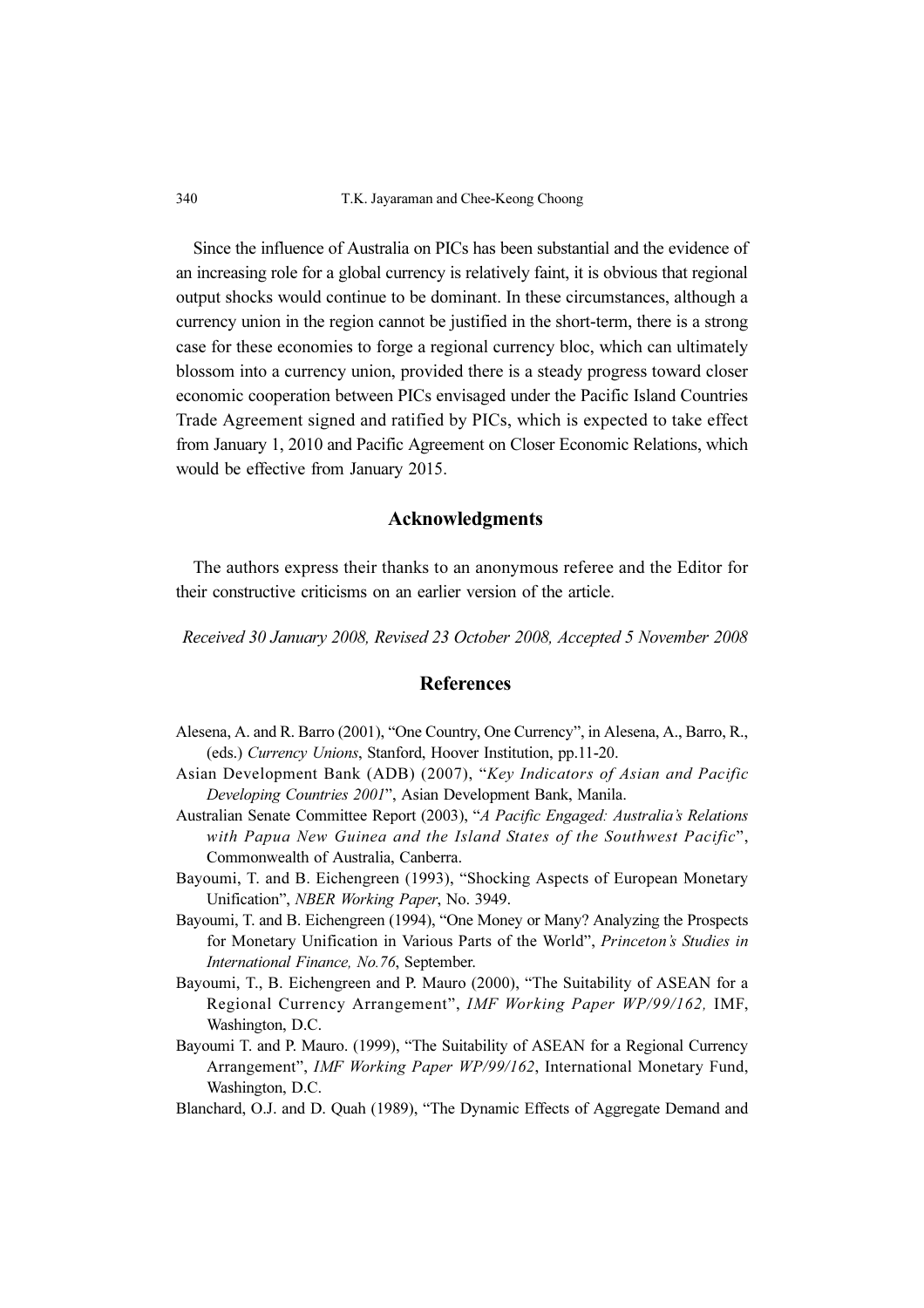Since the influence of Australia on PICs has been substantial and the evidence of an increasing role for a global currency is relatively faint, it is obvious that regional output shocks would continue to be dominant. In these circumstances, although a currency union in the region cannot be justified in the short-term, there is a strong case for these economies to forge a regional currency bloc, which can ultimately blossom into a currency union, provided there is a steady progress toward closer economic cooperation between PICs envisaged under the Pacific Island Countries Trade Agreement signed and ratified by PICs, which is expected to take effect from January 1, 2010 and Pacific Agreement on Closer Economic Relations, which would be effective from January 2015.

## Acknowledgments

The authors express their thanks to an anonymous referee and the Editor for their constructive criticisms on an earlier version of the article.

*Received 30 January 2008, Revised 23 October 2008, Accepted 5 November 2008*

## References

Alesena, A. and R. Barro (2001), "One Country, One Currency", in Alesena, A., Barro, R., (eds.) *Currency Unions*, Stanford, Hoover Institution, pp.11-20.

Asian Development Bank (ADB) (2007), "*Key Indicators of Asian and Pacific Developing Countries 2001*", Asian Development Bank, Manila.

Australian Senate Committee Report (2003), "*A Pacific Engaged: Australia's Relations with Papua New Guinea and the Island States of the Southwest Pacific*", Commonwealth of Australia, Canberra.

Bayoumi, T. and B. Eichengreen (1993), "Shocking Aspects of European Monetary Unification", *NBER Working Paper*, No. 3949.

Bayoumi, T. and B. Eichengreen (1994), "One Money or Many? Analyzing the Prospects for Monetary Unification in Various Parts of the World", *Princeton's Studies in International Finance, No.76*, September.

Bayoumi, T., B. Eichengreen and P. Mauro (2000), "The Suitability of ASEAN for a Regional Currency Arrangement", *IMF Working Paper WP/99/162,* IMF, Washington, D.C.

Bayoumi T. and P. Mauro. (1999), "The Suitability of ASEAN for a Regional Currency Arrangement", *IMF Working Paper WP/99/162*, International Monetary Fund, Washington, D.C.

Blanchard, O.J. and D. Quah (1989), "The Dynamic Effects of Aggregate Demand and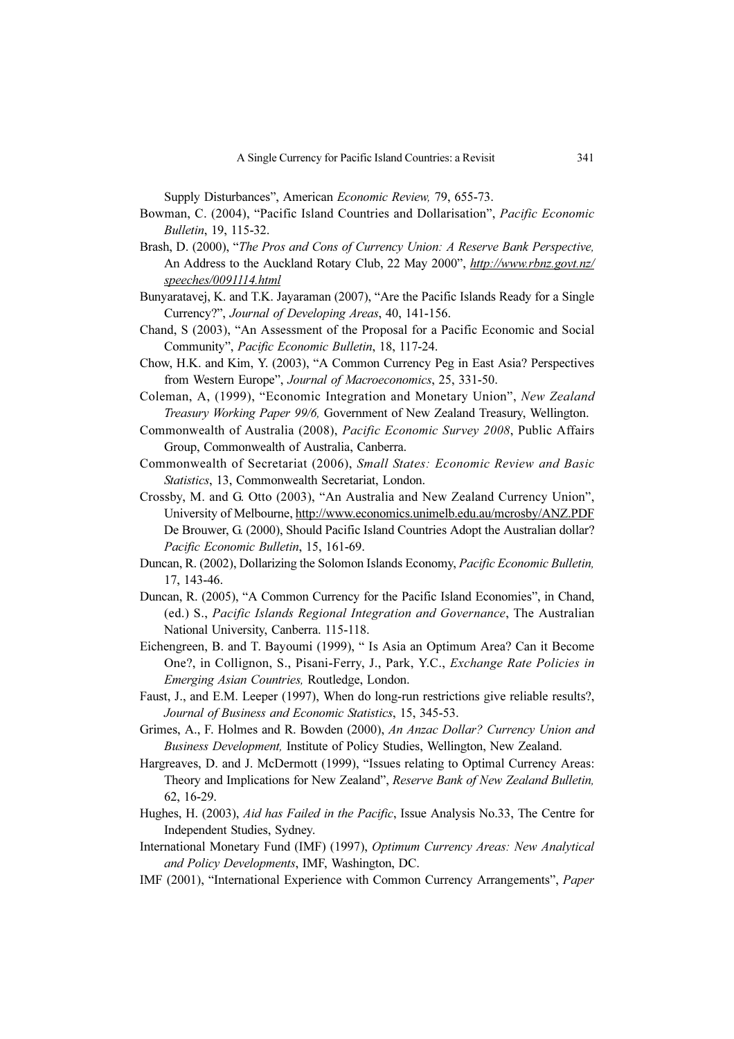Supply Disturbances", American *Economic Review,* 79, 655-73.

Bowman, C. (2004), "Pacific Island Countries and Dollarisation", *Pacific Economic Bulletin*, 19, 115-32.

Brash, D. (2000), "*The Pros and Cons of Currency Union: A Reserve Bank Perspective,* An Address to the Auckland Rotary Club, 22 May 2000", *http://www.rbnz.govt.nz/speeches/0091114.html*

Bunyaratavej, K. and T.K. Jayaraman (2007), "Are the Pacific Islands Ready for a Single Currency?", *Journal of Developing Areas*, 40, 141-156.

Chand, S (2003), "An Assessment of the Proposal for a Pacific Economic and Social Community", *Pacific Economic Bulletin*, 18, 117-24.

Chow, H.K. and Kim, Y. (2003), "A Common Currency Peg in East Asia? Perspectives from Western Europe", *Journal of Macroeconomics*, 25, 331-50.

Coleman, A, (1999), "Economic Integration and Monetary Union", *New Zealand Treasury Working Paper 99/6,* Government of New Zealand Treasury, Wellington.

Commonwealth of Australia (2008), *Pacific Economic Survey 2008*, Public Affairs Group, Commonwealth of Australia, Canberra.

Commonwealth of Secretariat (2006), *Small States: Economic Review and Basic Statistics*, 13, Commonwealth Secretariat, London.

Crossby, M. and G. Otto (2003), "An Australia and New Zealand Currency Union", University of Melbourne, http://www.economics.unimelb.edu.au/mcrosby/ANZ.PDF De Brouwer, G. (2000), Should Pacific Island Countries Adopt the Australian dollar? *Pacific Economic Bulletin*, 15, 161-69.

Duncan, R. (2002), Dollarizing the Solomon Islands Economy, *Pacific Economic Bulletin,* 17, 143-46.

Duncan, R. (2005), "A Common Currency for the Pacific Island Economies", in Chand, (ed.) S., *Pacific Islands Regional Integration and Governance*, The Australian National University, Canberra. 115-118.

Eichengreen, B. and T. Bayoumi (1999), " Is Asia an Optimum Area? Can it Become One?, in Collignon, S., Pisani-Ferry, J., Park, Y.C., *Exchange Rate Policies in Emerging Asian Countries,* Routledge, London.

Faust, J., and E.M. Leeper (1997), When do long-run restrictions give reliable results?, *Journal of Business and Economic Statistics*, 15, 345-53.

Grimes, A., F. Holmes and R. Bowden (2000), *An Anzac Dollar? Currency Union and Business Development,* Institute of Policy Studies, Wellington, New Zealand.

Hargreaves, D. and J. McDermott (1999), "Issues relating to Optimal Currency Areas: Theory and Implications for New Zealand", *Reserve Bank of New Zealand Bulletin,* 62, 16-29.

Hughes, H. (2003), *Aid has Failed in the Pacific*, Issue Analysis No.33, The Centre for Independent Studies, Sydney.

International Monetary Fund (IMF) (1997), *Optimum Currency Areas: New Analytical and Policy Developments*, IMF, Washington, DC.

IMF (2001), "International Experience with Common Currency Arrangements", *Paper*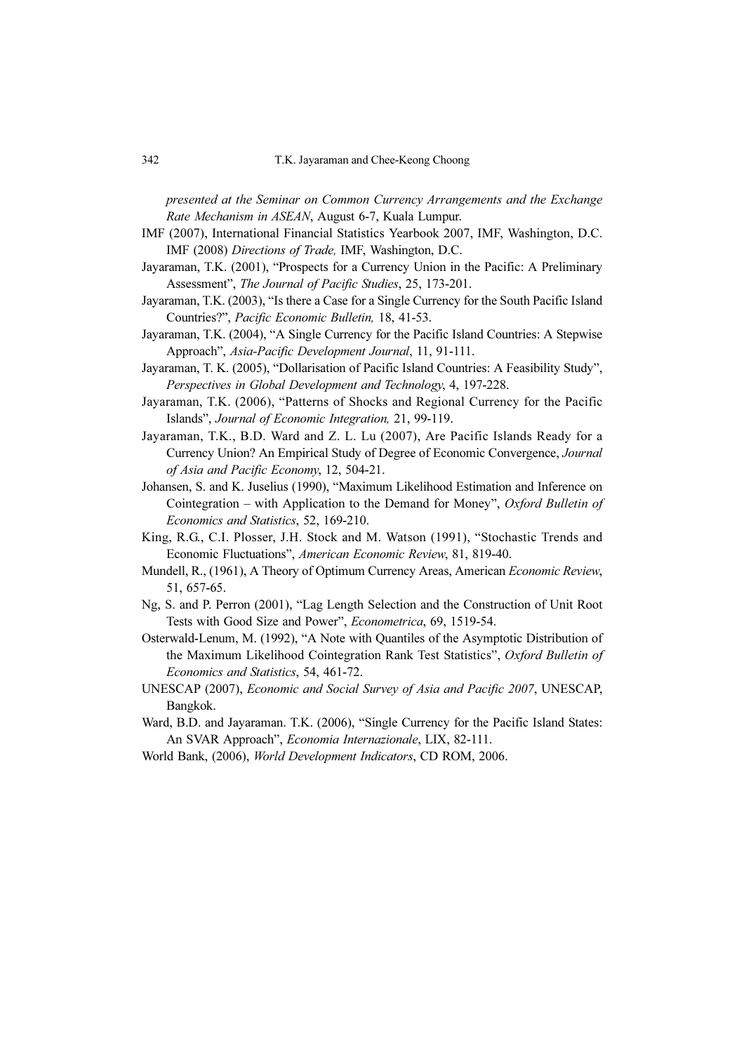*presented at the Seminar on Common Currency Arrangements and the Exchange Rate Mechanism in ASEAN*, August 6-7, Kuala Lumpur.

IMF (2007), International Financial Statistics Yearbook 2007, IMF, Washington, D.C. IMF (2008) *Directions of Trade,* IMF, Washington, D.C.

Jayaraman, T.K. (2001), "Prospects for a Currency Union in the Pacific: A Preliminary Assessment", *The Journal of Pacific Studies*, 25, 173-201.

Jayaraman, T.K. (2003), "Is there a Case for a Single Currency for the South Pacific Island Countries?", *Pacific Economic Bulletin,* 18, 41-53.

Jayaraman, T.K. (2004), "A Single Currency for the Pacific Island Countries: A Stepwise Approach", *Asia-Pacific Development Journal*, 11, 91-111.

Jayaraman, T. K. (2005), "Dollarisation of Pacific Island Countries: A Feasibility Study", *Perspectives in Global Development and Technology*, 4, 197-228.

Jayaraman, T.K. (2006), "Patterns of Shocks and Regional Currency for the Pacific Islands", *Journal of Economic Integration,* 21, 99-119.

Jayaraman, T.K., B.D. Ward and Z. L. Lu (2007), Are Pacific Islands Ready for a Currency Union? An Empirical Study of Degree of Economic Convergence, *Journal of Asia and Pacific Economy*, 12, 504-21.

Johansen, S. and K. Juselius (1990), "Maximum Likelihood Estimation and Inference on Cointegration – with Application to the Demand for Money", *Oxford Bulletin of Economics and Statistics*, 52, 169-210.

King, R.G., C.I. Plosser, J.H. Stock and M. Watson (1991), "Stochastic Trends and Economic Fluctuations", *American Economic Review*, 81, 819-40.

Mundell, R., (1961), A Theory of Optimum Currency Areas, American *Economic Review*, 51, 657-65.

Ng, S. and P. Perron (2001), "Lag Length Selection and the Construction of Unit Root Tests with Good Size and Power", *Econometrica*, 69, 1519-54.

Osterwald-Lenum, M. (1992), "A Note with Quantiles of the Asymptotic Distribution of the Maximum Likelihood Cointegration Rank Test Statistics", *Oxford Bulletin of Economics and Statistics*, 54, 461-72.

UNESCAP (2007), *Economic and Social Survey of Asia and Pacific 2007*, UNESCAP, Bangkok.

Ward, B.D. and Jayaraman. T.K. (2006), "Single Currency for the Pacific Island States: An SVAR Approach", *Economia Internazionale*, LIX, 82-111.

World Bank, (2006), *World Development Indicators*, CD ROM, 2006.